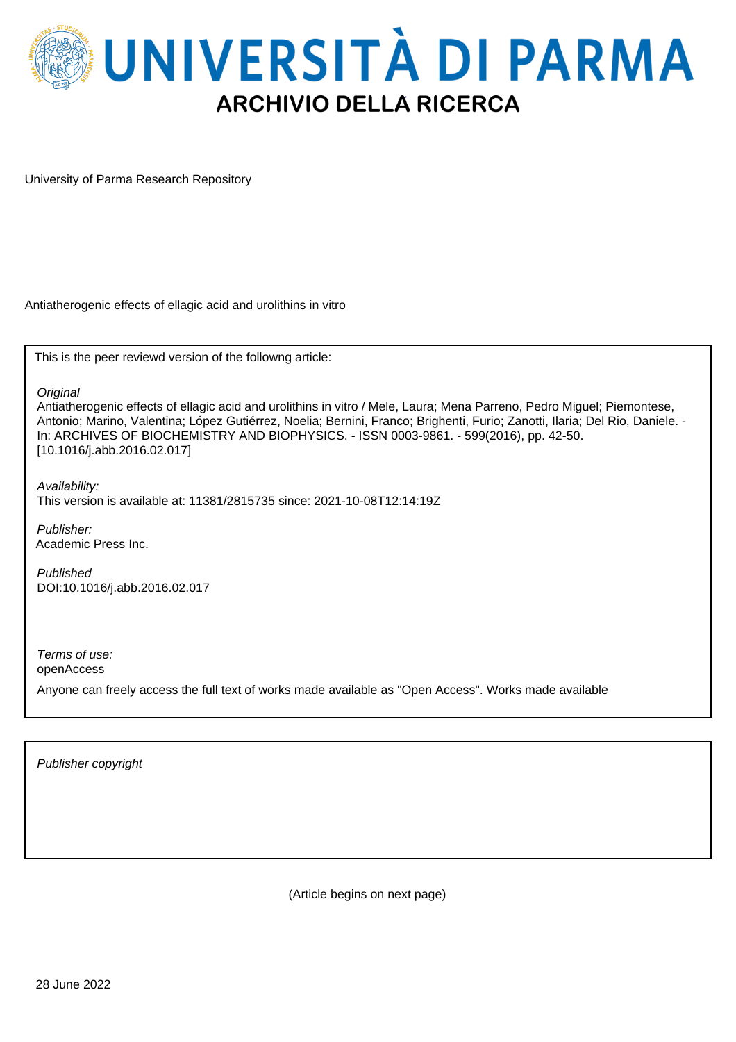# UNIVERSITÀ DI PARMA

## ARCHIVIO DELLA RICERCA

University of Parma Research Repository

Antiatherogenic effects of ellagic acid and urolithins in vitro

This is the peer reviewd version of the followng article:

*Original*
Antiatherogenic effects of ellagic acid and urolithins in vitro / Mele, Laura; Mena Parreno, Pedro Miguel; Piemontese, Antonio; Marino, Valentina; López Gutiérrez, Noelia; Bernini, Franco; Brighenti, Furio; Zanotti, Ilaria; Del Rio, Daniele. - In: ARCHIVES OF BIOCHEMISTRY AND BIOPHYSICS. - ISSN 0003-9861. - 599(2016), pp. 42-50. [10.1016/j.abb.2016.02.017]

*Availability:*
This version is available at: 11381/2815735 since: 2021-10-08T12:14:19Z

*Publisher:*
Academic Press Inc.

*Published*
DOI:10.1016/j.abb.2016.02.017

*Terms of use:*
openAccess

Anyone can freely access the full text of works made available as "Open Access". Works made available

*Publisher copyright*

(Article begins on next page)

28 June 2022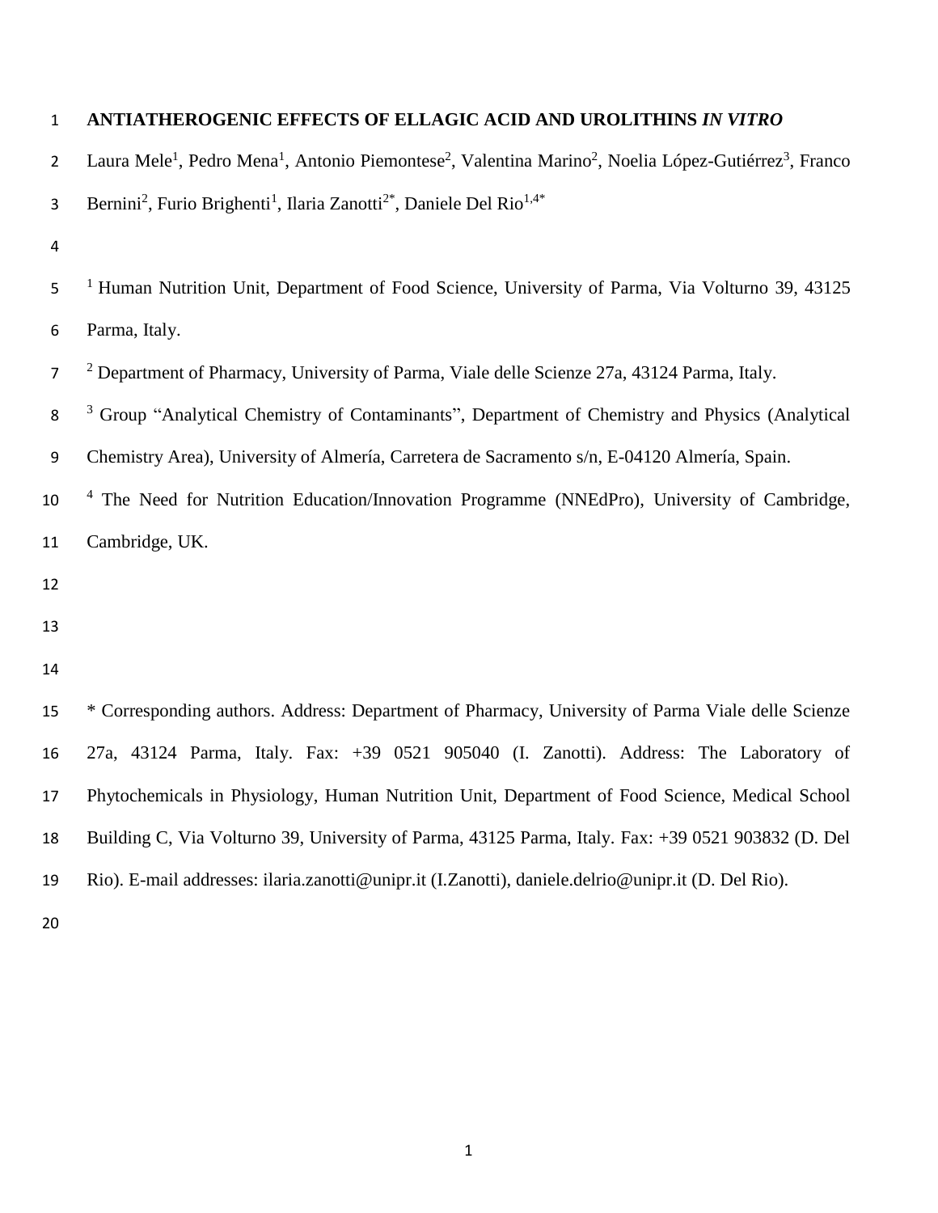# ANTIATHEROGENIC EFFECTS OF ELLAGIC ACID AND UROLITHINS *IN VITRO*

Laura Mele[1], Pedro Mena[1], Antonio Piemontese[2], Valentina Marino[2], Noelia López-Gutiérrez[3], Franco Bernini[2], Furio Brighenti[1], Ilaria Zanotti[2*], Daniele Del Rio[1,4*]

[1] Human Nutrition Unit, Department of Food Science, University of Parma, Via Volturno 39, 43125 Parma, Italy.

[2] Department of Pharmacy, University of Parma, Viale delle Scienze 27a, 43124 Parma, Italy.

[3] Group "Analytical Chemistry of Contaminants", Department of Chemistry and Physics (Analytical Chemistry Area), University of Almería, Carretera de Sacramento s/n, E-04120 Almería, Spain.

[4] The Need for Nutrition Education/Innovation Programme (NNEdPro), University of Cambridge, Cambridge, UK.

\* Corresponding authors. Address: Department of Pharmacy, University of Parma Viale delle Scienze 27a, 43124 Parma, Italy. Fax: +39 0521 905040 (I. Zanotti). Address: The Laboratory of Phytochemicals in Physiology, Human Nutrition Unit, Department of Food Science, Medical School Building C, Via Volturno 39, University of Parma, 43125 Parma, Italy. Fax: +39 0521 903832 (D. Del Rio). E-mail addresses: ilaria.zanotti@unipr.it (I.Zanotti), daniele.delrio@unipr.it (D. Del Rio).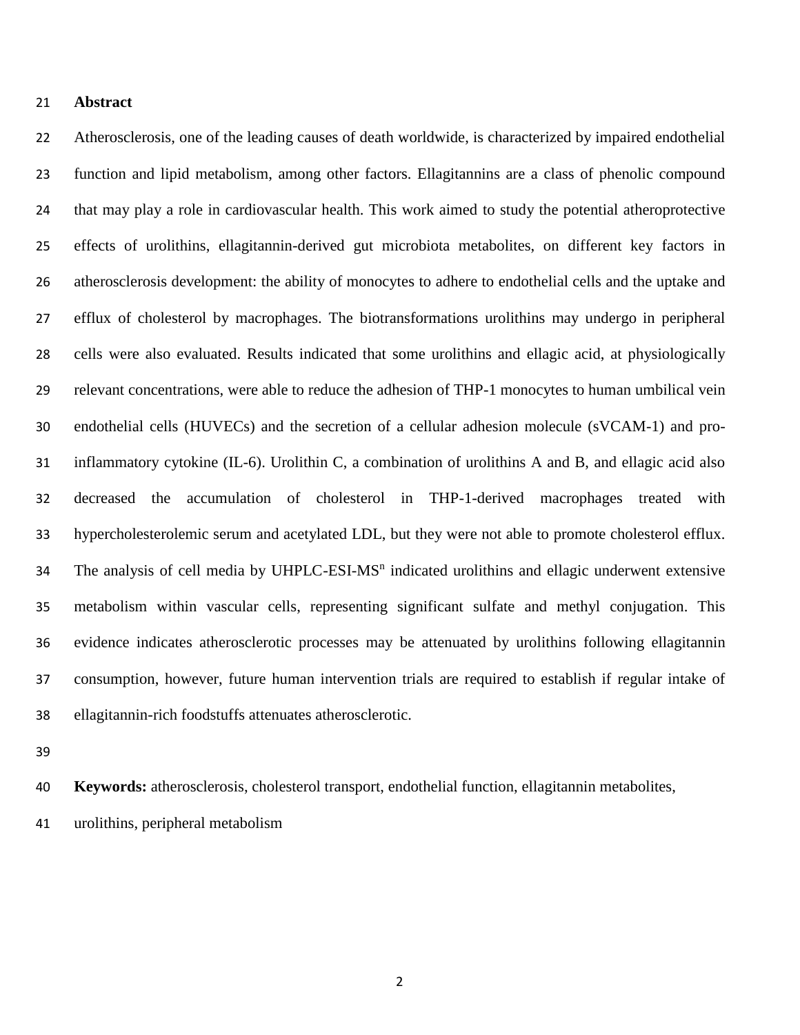## Abstract

Atherosclerosis, one of the leading causes of death worldwide, is characterized by impaired endothelial function and lipid metabolism, among other factors. Ellagitannins are a class of phenolic compound that may play a role in cardiovascular health. This work aimed to study the potential atheroprotective effects of urolithins, ellagitannin-derived gut microbiota metabolites, on different key factors in atherosclerosis development: the ability of monocytes to adhere to endothelial cells and the uptake and efflux of cholesterol by macrophages. The biotransformations urolithins may undergo in peripheral cells were also evaluated. Results indicated that some urolithins and ellagic acid, at physiologically relevant concentrations, were able to reduce the adhesion of THP-1 monocytes to human umbilical vein endothelial cells (HUVECs) and the secretion of a cellular adhesion molecule (sVCAM-1) and pro-inflammatory cytokine (IL-6). Urolithin C, a combination of urolithins A and B, and ellagic acid also decreased the accumulation of cholesterol in THP-1-derived macrophages treated with hypercholesterolemic serum and acetylated LDL, but they were not able to promote cholesterol efflux. The analysis of cell media by UHPLC-ESI-$MS^n$ indicated urolithins and ellagic underwent extensive metabolism within vascular cells, representing significant sulfate and methyl conjugation. This evidence indicates atherosclerotic processes may be attenuated by urolithins following ellagitannin consumption, however, future human intervention trials are required to establish if regular intake of ellagitannin-rich foodstuffs attenuates atherosclerotic.

**Keywords:** atherosclerosis, cholesterol transport, endothelial function, ellagitannin metabolites, urolithins, peripheral metabolism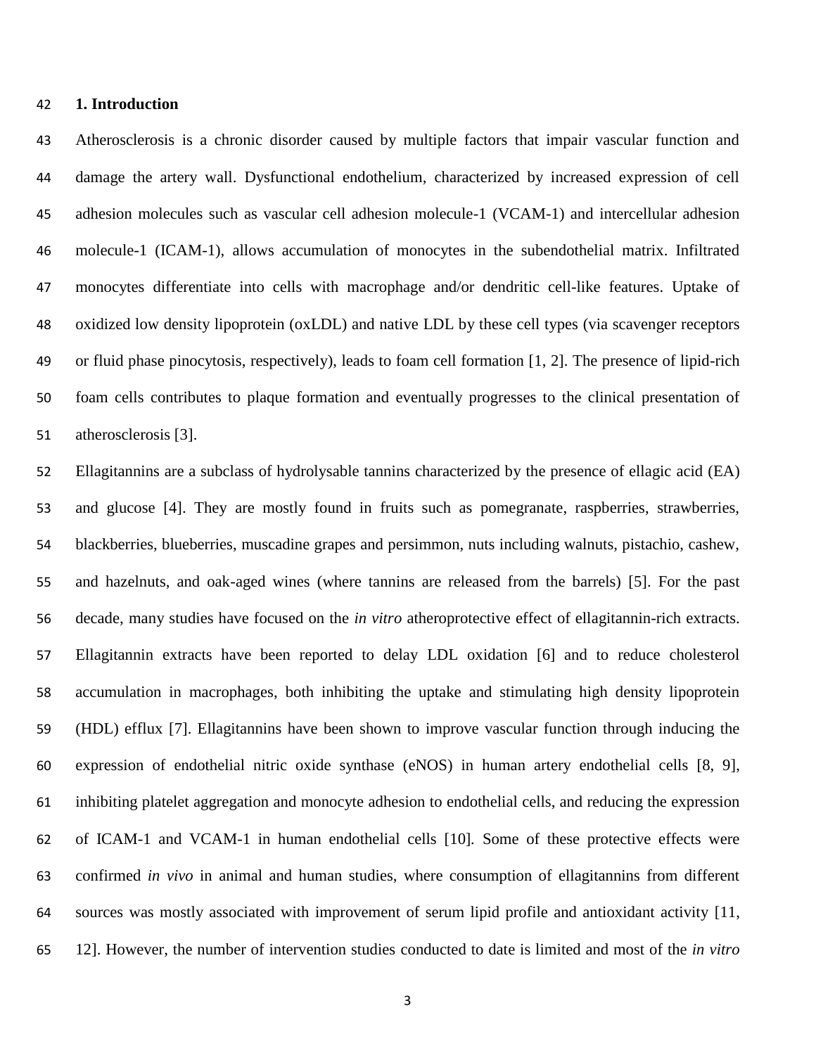## 1. Introduction

Atherosclerosis is a chronic disorder caused by multiple factors that impair vascular function and damage the artery wall. Dysfunctional endothelium, characterized by increased expression of cell adhesion molecules such as vascular cell adhesion molecule-1 (VCAM-1) and intercellular adhesion molecule-1 (ICAM-1), allows accumulation of monocytes in the subendothelial matrix. Infiltrated monocytes differentiate into cells with macrophage and/or dendritic cell-like features. Uptake of oxidized low density lipoprotein (oxLDL) and native LDL by these cell types (via scavenger receptors or fluid phase pinocytosis, respectively), leads to foam cell formation [1, 2]. The presence of lipid-rich foam cells contributes to plaque formation and eventually progresses to the clinical presentation of atherosclerosis [3].

Ellagitannins are a subclass of hydrolysable tannins characterized by the presence of ellagic acid (EA) and glucose [4]. They are mostly found in fruits such as pomegranate, raspberries, strawberries, blackberries, blueberries, muscadine grapes and persimmon, nuts including walnuts, pistachio, cashew, and hazelnuts, and oak-aged wines (where tannins are released from the barrels) [5]. For the past decade, many studies have focused on the *in vitro* atheroprotective effect of ellagitannin-rich extracts. Ellagitannin extracts have been reported to delay LDL oxidation [6] and to reduce cholesterol accumulation in macrophages, both inhibiting the uptake and stimulating high density lipoprotein (HDL) efflux [7]. Ellagitannins have been shown to improve vascular function through inducing the expression of endothelial nitric oxide synthase (eNOS) in human artery endothelial cells [8, 9], inhibiting platelet aggregation and monocyte adhesion to endothelial cells, and reducing the expression of ICAM-1 and VCAM-1 in human endothelial cells [10]. Some of these protective effects were confirmed *in vivo* in animal and human studies, where consumption of ellagitannins from different sources was mostly associated with improvement of serum lipid profile and antioxidant activity [11, 12]. However, the number of intervention studies conducted to date is limited and most of the *in vitro*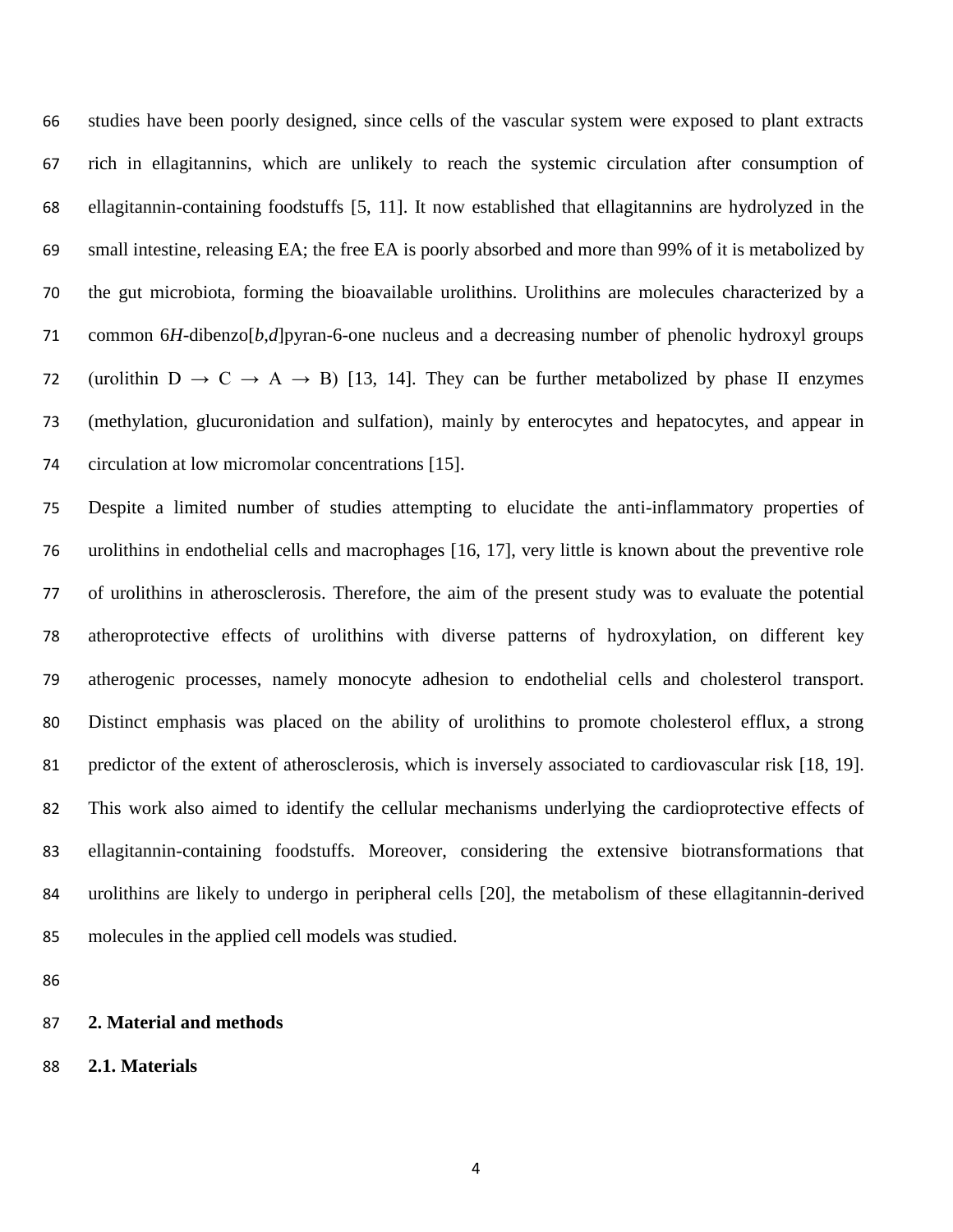studies have been poorly designed, since cells of the vascular system were exposed to plant extracts rich in ellagitannins, which are unlikely to reach the systemic circulation after consumption of ellagitannin-containing foodstuffs [5, 11]. It now established that ellagitannins are hydrolyzed in the small intestine, releasing EA; the free EA is poorly absorbed and more than 99% of it is metabolized by the gut microbiota, forming the bioavailable urolithins. Urolithins are molecules characterized by a common 6*H*-dibenzo[*b,d*]pyran-6-one nucleus and a decreasing number of phenolic hydroxyl groups (urolithin D → C → A → B) [13, 14]. They can be further metabolized by phase II enzymes (methylation, glucuronidation and sulfation), mainly by enterocytes and hepatocytes, and appear in circulation at low micromolar concentrations [15].

Despite a limited number of studies attempting to elucidate the anti-inflammatory properties of urolithins in endothelial cells and macrophages [16, 17], very little is known about the preventive role of urolithins in atherosclerosis. Therefore, the aim of the present study was to evaluate the potential atheroprotective effects of urolithins with diverse patterns of hydroxylation, on different key atherogenic processes, namely monocyte adhesion to endothelial cells and cholesterol transport. Distinct emphasis was placed on the ability of urolithins to promote cholesterol efflux, a strong predictor of the extent of atherosclerosis, which is inversely associated to cardiovascular risk [18, 19]. This work also aimed to identify the cellular mechanisms underlying the cardioprotective effects of ellagitannin-containing foodstuffs. Moreover, considering the extensive biotransformations that urolithins are likely to undergo in peripheral cells [20], the metabolism of these ellagitannin-derived molecules in the applied cell models was studied.

## 2. Material and methods

### 2.1. Materials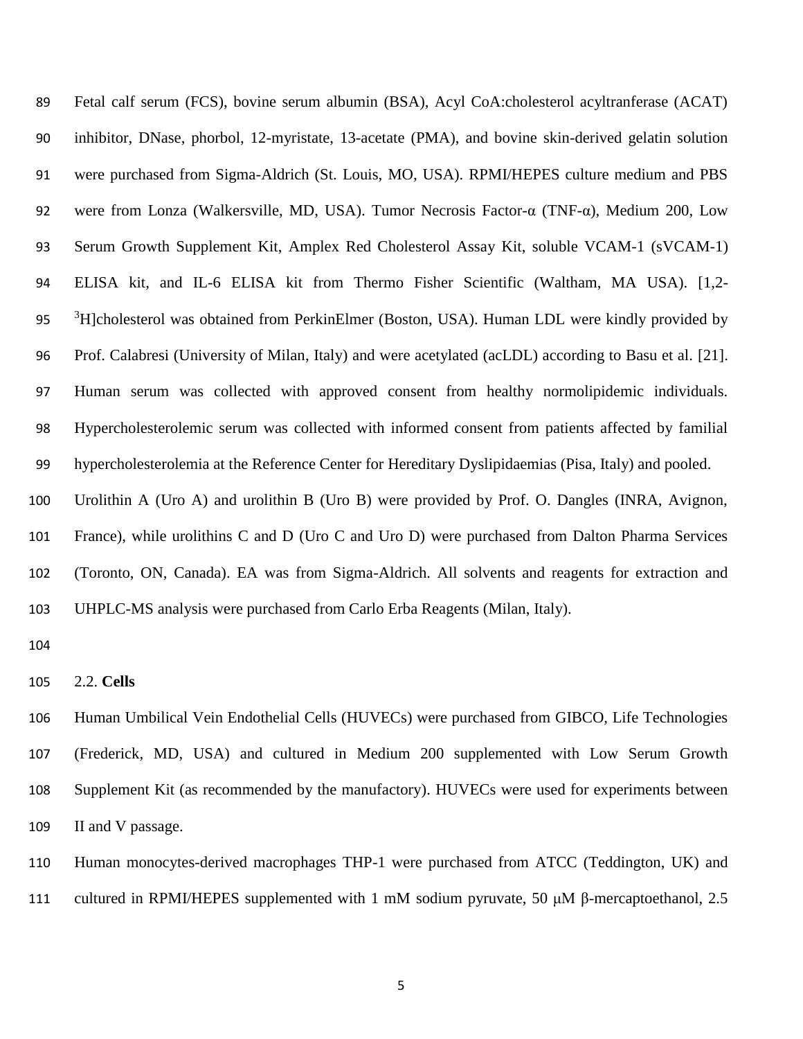Fetal calf serum (FCS), bovine serum albumin (BSA), Acyl CoA:cholesterol acyltranferase (ACAT) inhibitor, DNase, phorbol, 12-myristate, 13-acetate (PMA), and bovine skin-derived gelatin solution were purchased from Sigma-Aldrich (St. Louis, MO, USA). RPMI/HEPES culture medium and PBS were from Lonza (Walkersville, MD, USA). Tumor Necrosis Factor-α (TNF-α), Medium 200, Low Serum Growth Supplement Kit, Amplex Red Cholesterol Assay Kit, soluble VCAM-1 (sVCAM-1) ELISA kit, and IL-6 ELISA kit from Thermo Fisher Scientific (Waltham, MA USA). [1,2-$^{3}$H]cholesterol was obtained from PerkinElmer (Boston, USA). Human LDL were kindly provided by Prof. Calabresi (University of Milan, Italy) and were acetylated (acLDL) according to Basu et al. [21]. Human serum was collected with approved consent from healthy normolipidemic individuals. Hypercholesterolemic serum was collected with informed consent from patients affected by familial hypercholesterolemia at the Reference Center for Hereditary Dyslipidaemias (Pisa, Italy) and pooled. Urolithin A (Uro A) and urolithin B (Uro B) were provided by Prof. O. Dangles (INRA, Avignon, France), while urolithins C and D (Uro C and Uro D) were purchased from Dalton Pharma Services (Toronto, ON, Canada). EA was from Sigma-Aldrich. All solvents and reagents for extraction and UHPLC-MS analysis were purchased from Carlo Erba Reagents (Milan, Italy).

## 2.2. **Cells**

Human Umbilical Vein Endothelial Cells (HUVECs) were purchased from GIBCO, Life Technologies (Frederick, MD, USA) and cultured in Medium 200 supplemented with Low Serum Growth Supplement Kit (as recommended by the manufactory). HUVECs were used for experiments between II and V passage.

Human monocytes-derived macrophages THP-1 were purchased from ATCC (Teddington, UK) and cultured in RPMI/HEPES supplemented with 1 mM sodium pyruvate, 50 μM β-mercaptoethanol, 2.5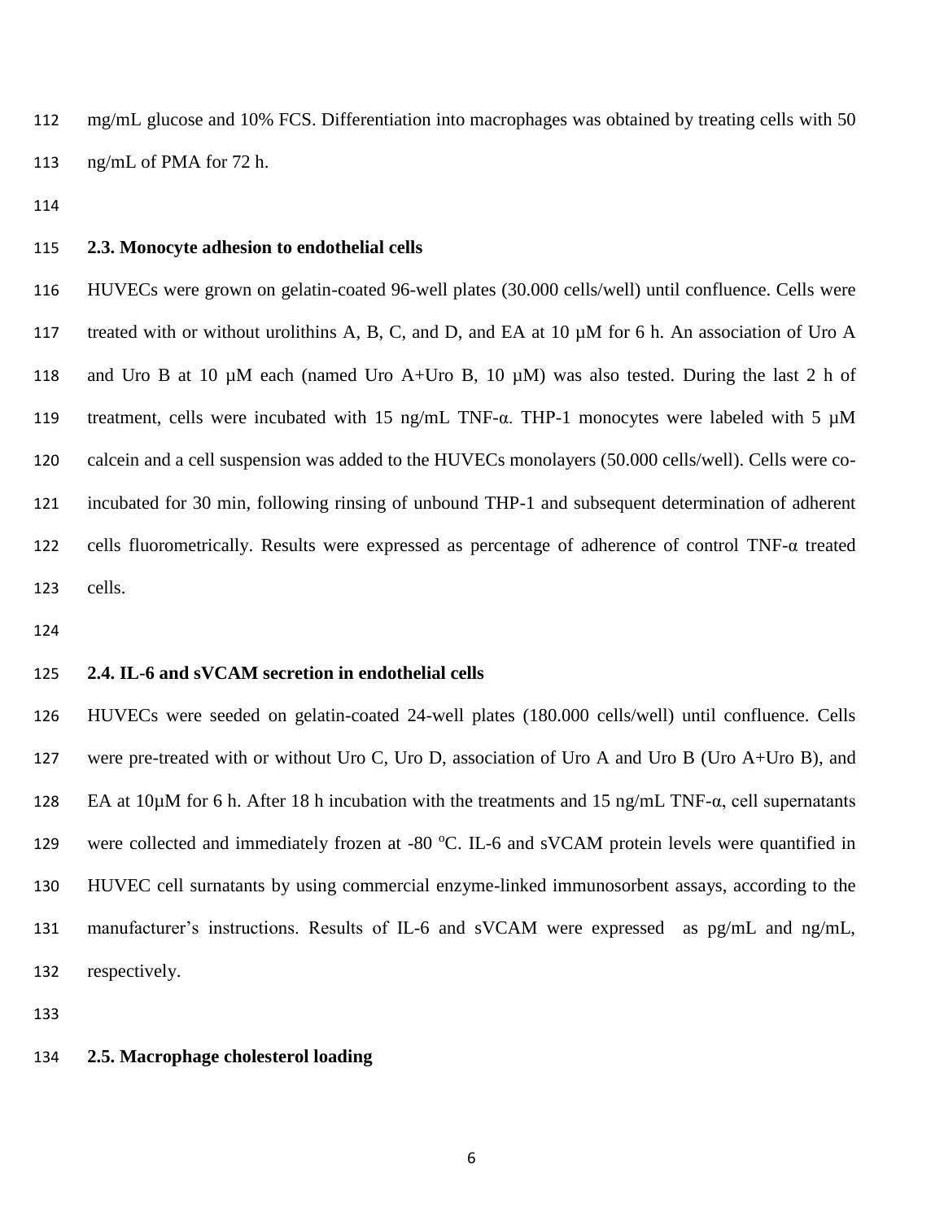mg/mL glucose and 10% FCS. Differentiation into macrophages was obtained by treating cells with 50 ng/mL of PMA for 72 h.

### 2.3. Monocyte adhesion to endothelial cells

HUVECs were grown on gelatin-coated 96-well plates (30.000 cells/well) until confluence. Cells were treated with or without urolithins A, B, C, and D, and EA at 10 µM for 6 h. An association of Uro A and Uro B at 10 µM each (named Uro A+Uro B, 10 µM) was also tested. During the last 2 h of treatment, cells were incubated with 15 ng/mL TNF-α. THP-1 monocytes were labeled with 5 µM calcein and a cell suspension was added to the HUVECs monolayers (50.000 cells/well). Cells were co-incubated for 30 min, following rinsing of unbound THP-1 and subsequent determination of adherent cells fluorometrically. Results were expressed as percentage of adherence of control TNF-α treated cells.

### 2.4. IL-6 and sVCAM secretion in endothelial cells

HUVECs were seeded on gelatin-coated 24-well plates (180.000 cells/well) until confluence. Cells were pre-treated with or without Uro C, Uro D, association of Uro A and Uro B (Uro A+Uro B), and EA at 10µM for 6 h. After 18 h incubation with the treatments and 15 ng/mL TNF-α, cell supernatants were collected and immediately frozen at -80 ºC. IL-6 and sVCAM protein levels were quantified in HUVEC cell surnatants by using commercial enzyme-linked immunosorbent assays, according to the manufacturer's instructions. Results of IL-6 and sVCAM were expressed as pg/mL and ng/mL, respectively.

### 2.5. Macrophage cholesterol loading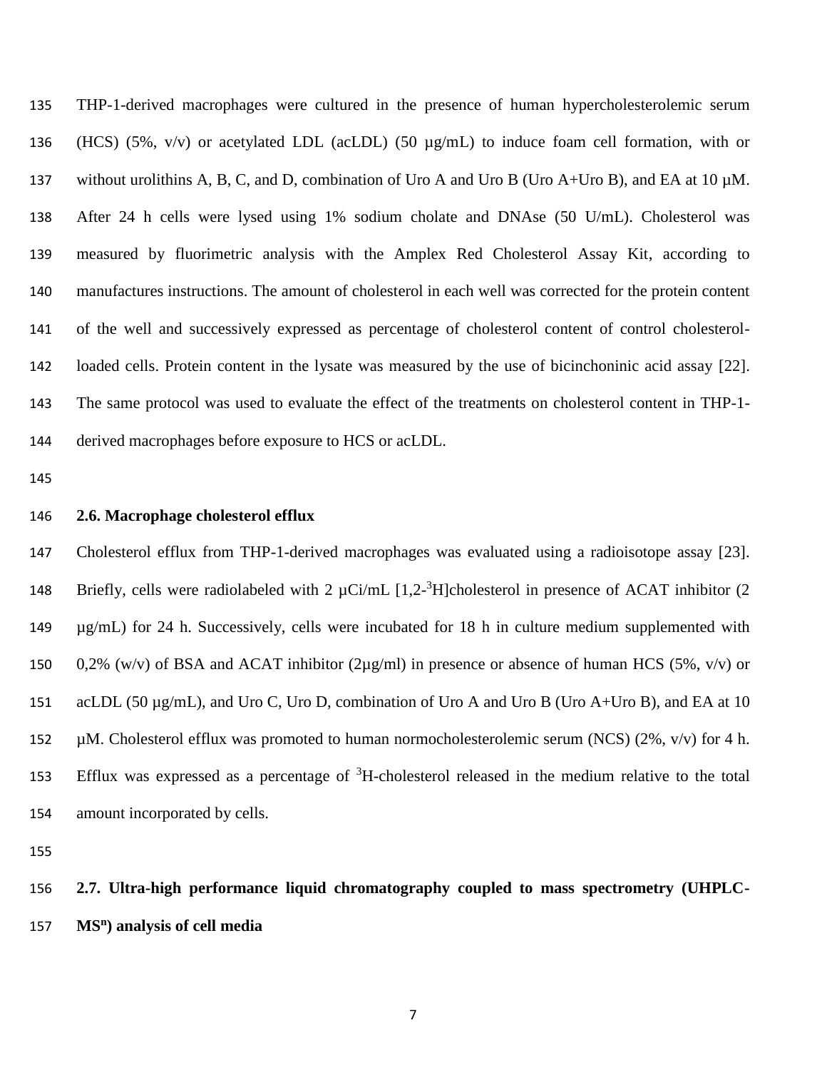THP-1-derived macrophages were cultured in the presence of human hypercholesterolemic serum (HCS) (5%, v/v) or acetylated LDL (acLDL) (50 µg/mL) to induce foam cell formation, with or without urolithins A, B, C, and D, combination of Uro A and Uro B (Uro A+Uro B), and EA at 10 µM. After 24 h cells were lysed using 1% sodium cholate and DNAse (50 U/mL). Cholesterol was measured by fluorimetric analysis with the Amplex Red Cholesterol Assay Kit, according to manufactures instructions. The amount of cholesterol in each well was corrected for the protein content of the well and successively expressed as percentage of cholesterol content of control cholesterol-loaded cells. Protein content in the lysate was measured by the use of bicinchoninic acid assay [22]. The same protocol was used to evaluate the effect of the treatments on cholesterol content in THP-1-derived macrophages before exposure to HCS or acLDL.

**2.6. Macrophage cholesterol efflux**

Cholesterol efflux from THP-1-derived macrophages was evaluated using a radioisotope assay [23]. Briefly, cells were radiolabeled with 2 µCi/mL [1,2-$^{3}$H]cholesterol in presence of ACAT inhibitor (2 µg/mL) for 24 h. Successively, cells were incubated for 18 h in culture medium supplemented with 0,2% (w/v) of BSA and ACAT inhibitor (2µg/ml) in presence or absence of human HCS (5%, v/v) or acLDL (50 µg/mL), and Uro C, Uro D, combination of Uro A and Uro B (Uro A+Uro B), and EA at 10 µM. Cholesterol efflux was promoted to human normocholesterolemic serum (NCS) (2%, v/v) for 4 h. Efflux was expressed as a percentage of $^{3}$H-cholesterol released in the medium relative to the total amount incorporated by cells.

**2.7. Ultra-high performance liquid chromatography coupled to mass spectrometry (UHPLC-MS$^{n}$) analysis of cell media**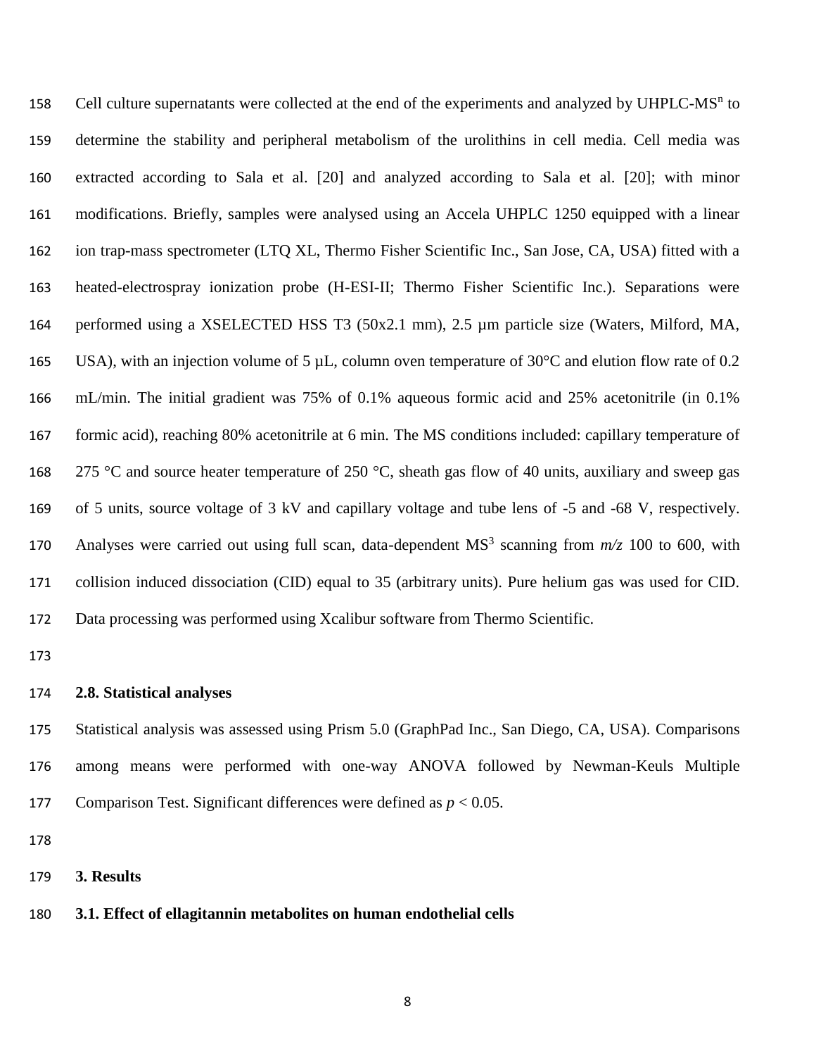Cell culture supernatants were collected at the end of the experiments and analyzed by UHPLC-$MS^n$ to determine the stability and peripheral metabolism of the urolithins in cell media. Cell media was extracted according to Sala et al. [20] and analyzed according to Sala et al. [20]; with minor modifications. Briefly, samples were analysed using an Accela UHPLC 1250 equipped with a linear ion trap-mass spectrometer (LTQ XL, Thermo Fisher Scientific Inc., San Jose, CA, USA) fitted with a heated-electrospray ionization probe (H-ESI-II; Thermo Fisher Scientific Inc.). Separations were performed using a XSELECTED HSS T3 (50x2.1 mm), 2.5 µm particle size (Waters, Milford, MA, USA), with an injection volume of 5 µL, column oven temperature of 30°C and elution flow rate of 0.2 mL/min. The initial gradient was 75% of 0.1% aqueous formic acid and 25% acetonitrile (in 0.1% formic acid), reaching 80% acetonitrile at 6 min. The MS conditions included: capillary temperature of 275 °C and source heater temperature of 250 °C, sheath gas flow of 40 units, auxiliary and sweep gas of 5 units, source voltage of 3 kV and capillary voltage and tube lens of -5 and -68 V, respectively. Analyses were carried out using full scan, data-dependent $MS^3$ scanning from *m/z* 100 to 600, with collision induced dissociation (CID) equal to 35 (arbitrary units). Pure helium gas was used for CID. Data processing was performed using Xcalibur software from Thermo Scientific.

**2.8. Statistical analyses**

Statistical analysis was assessed using Prism 5.0 (GraphPad Inc., San Diego, CA, USA). Comparisons among means were performed with one-way ANOVA followed by Newman-Keuls Multiple Comparison Test. Significant differences were defined as $p < 0.05$.

## 3. Results

### 3.1. Effect of ellagitannin metabolites on human endothelial cells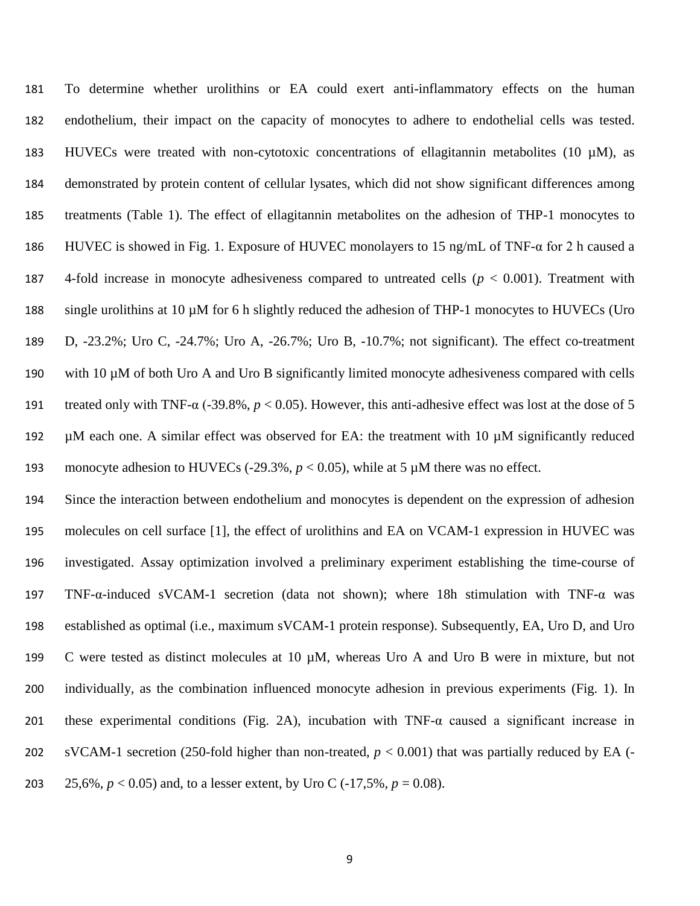To determine whether urolithins or EA could exert anti-inflammatory effects on the human endothelium, their impact on the capacity of monocytes to adhere to endothelial cells was tested. HUVECs were treated with non-cytotoxic concentrations of ellagitannin metabolites (10 µM), as demonstrated by protein content of cellular lysates, which did not show significant differences among treatments (Table 1). The effect of ellagitannin metabolites on the adhesion of THP-1 monocytes to HUVEC is showed in Fig. 1. Exposure of HUVEC monolayers to 15 ng/mL of TNF-α for 2 h caused a 4-fold increase in monocyte adhesiveness compared to untreated cells ($p < 0.001$). Treatment with single urolithins at 10 µM for 6 h slightly reduced the adhesion of THP-1 monocytes to HUVECs (Uro D, -23.2%; Uro C, -24.7%; Uro A, -26.7%; Uro B, -10.7%; not significant). The effect co-treatment with 10 µM of both Uro A and Uro B significantly limited monocyte adhesiveness compared with cells treated only with TNF-α (-39.8%, $p < 0.05$). However, this anti-adhesive effect was lost at the dose of 5 µM each one. A similar effect was observed for EA: the treatment with 10 µM significantly reduced monocyte adhesion to HUVECs (-29.3%, $p < 0.05$), while at 5 µM there was no effect.

Since the interaction between endothelium and monocytes is dependent on the expression of adhesion molecules on cell surface [1], the effect of urolithins and EA on VCAM-1 expression in HUVEC was investigated. Assay optimization involved a preliminary experiment establishing the time-course of TNF-α-induced sVCAM-1 secretion (data not shown); where 18h stimulation with TNF-α was established as optimal (i.e., maximum sVCAM-1 protein response). Subsequently, EA, Uro D, and Uro C were tested as distinct molecules at 10 µM, whereas Uro A and Uro B were in mixture, but not individually, as the combination influenced monocyte adhesion in previous experiments (Fig. 1). In these experimental conditions (Fig. 2A), incubation with TNF-α caused a significant increase in sVCAM-1 secretion (250-fold higher than non-treated, $p < 0.001$) that was partially reduced by EA (-25,6%, $p < 0.05$) and, to a lesser extent, by Uro C (-17,5%, $p = 0.08$).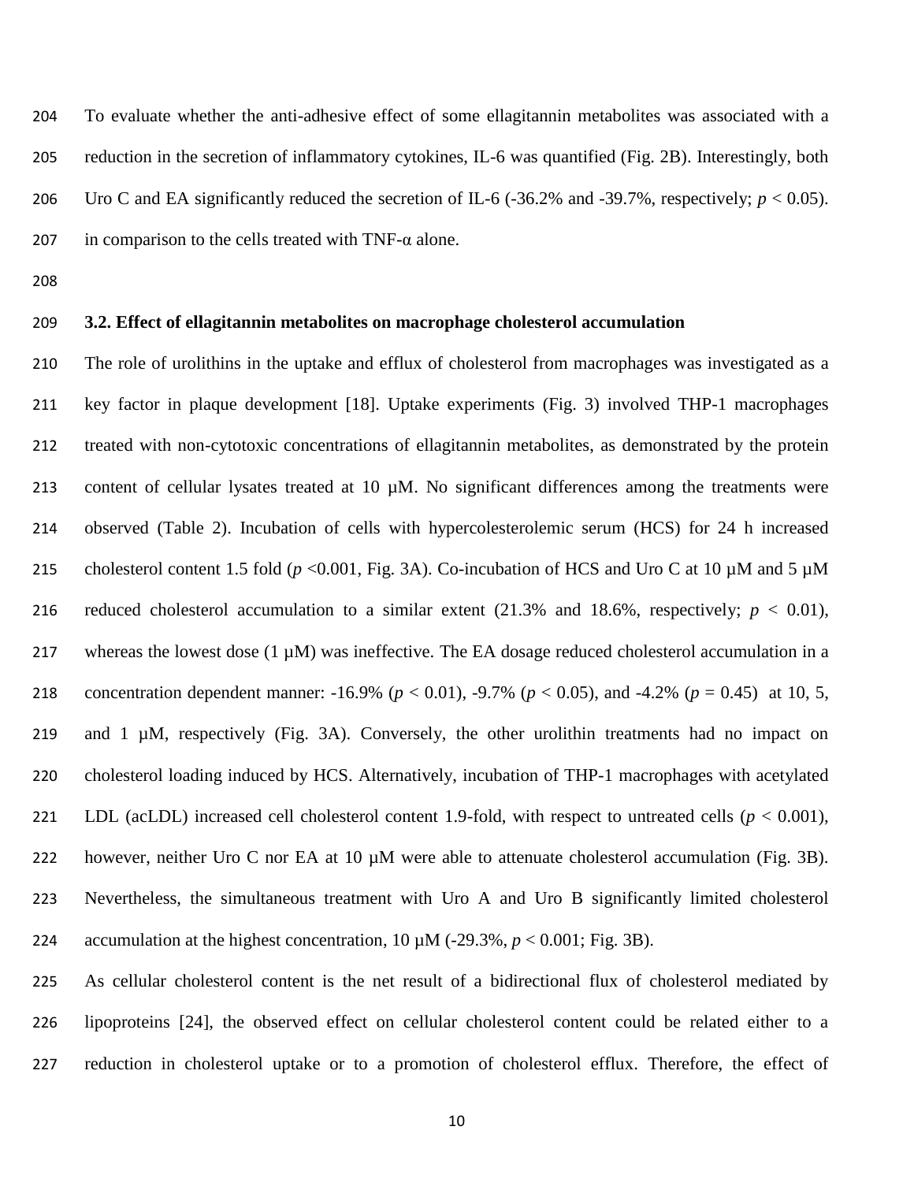To evaluate whether the anti-adhesive effect of some ellagitannin metabolites was associated with a reduction in the secretion of inflammatory cytokines, IL-6 was quantified (Fig. 2B). Interestingly, both Uro C and EA significantly reduced the secretion of IL-6 (-36.2% and -39.7%, respectively; $p < 0.05$). in comparison to the cells treated with TNF-α alone.

### 3.2. Effect of ellagitannin metabolites on macrophage cholesterol accumulation

The role of urolithins in the uptake and efflux of cholesterol from macrophages was investigated as a key factor in plaque development [18]. Uptake experiments (Fig. 3) involved THP-1 macrophages treated with non-cytotoxic concentrations of ellagitannin metabolites, as demonstrated by the protein content of cellular lysates treated at 10 µM. No significant differences among the treatments were observed (Table 2). Incubation of cells with hypercolesterolemic serum (HCS) for 24 h increased cholesterol content 1.5 fold ($p < 0.001$, Fig. 3A). Co-incubation of HCS and Uro C at 10 µM and 5 µM reduced cholesterol accumulation to a similar extent (21.3% and 18.6%, respectively; $p < 0.01$), whereas the lowest dose (1 µM) was ineffective. The EA dosage reduced cholesterol accumulation in a concentration dependent manner: -16.9% ($p < 0.01$), -9.7% ($p < 0.05$), and -4.2% ($p = 0.45$) at 10, 5, and 1 µM, respectively (Fig. 3A). Conversely, the other urolithin treatments had no impact on cholesterol loading induced by HCS. Alternatively, incubation of THP-1 macrophages with acetylated LDL (acLDL) increased cell cholesterol content 1.9-fold, with respect to untreated cells ($p < 0.001$), however, neither Uro C nor EA at 10 µM were able to attenuate cholesterol accumulation (Fig. 3B). Nevertheless, the simultaneous treatment with Uro A and Uro B significantly limited cholesterol accumulation at the highest concentration, 10 µM (-29.3%, $p < 0.001$; Fig. 3B).

As cellular cholesterol content is the net result of a bidirectional flux of cholesterol mediated by lipoproteins [24], the observed effect on cellular cholesterol content could be related either to a reduction in cholesterol uptake or to a promotion of cholesterol efflux. Therefore, the effect of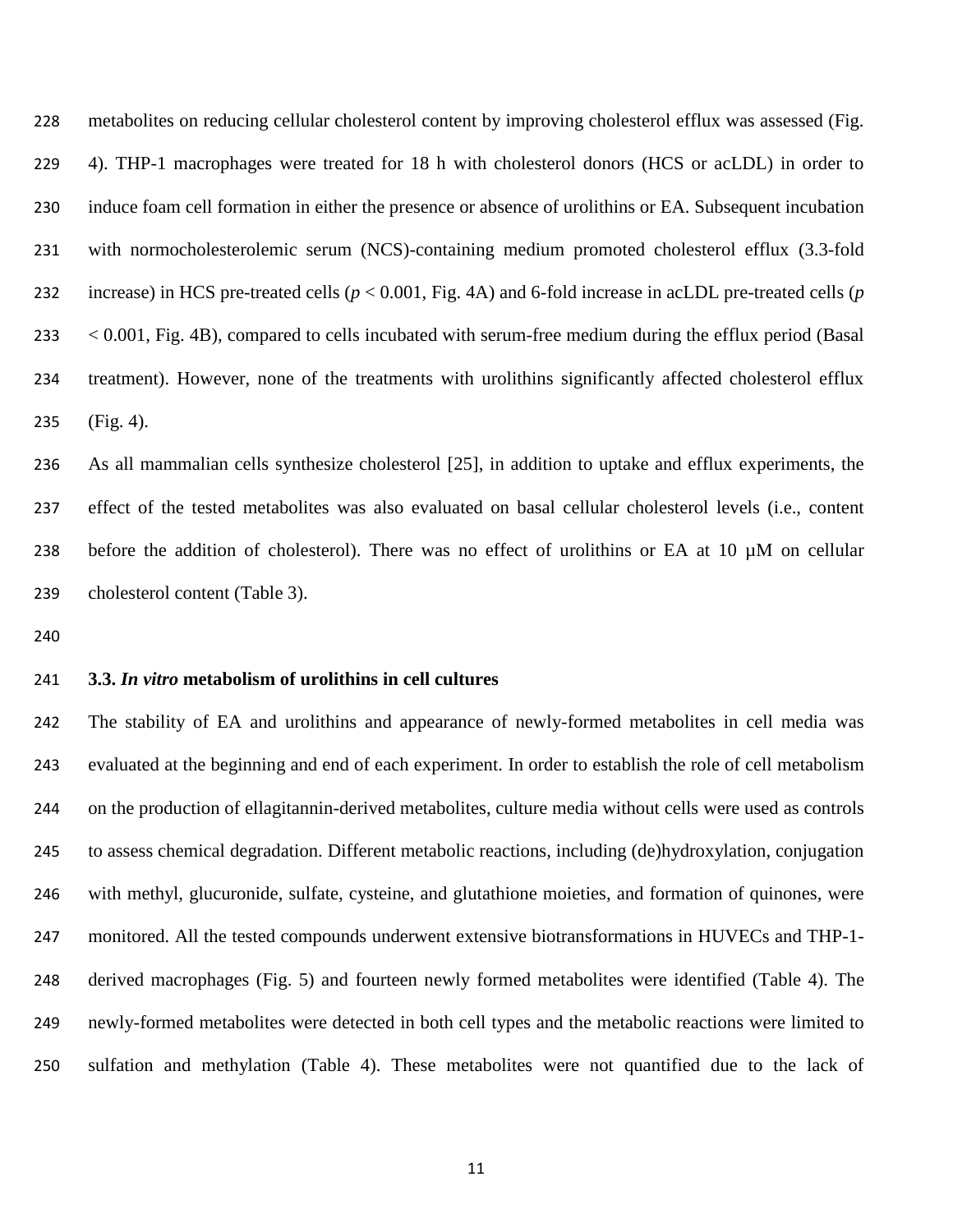metabolites on reducing cellular cholesterol content by improving cholesterol efflux was assessed (Fig. 4). THP-1 macrophages were treated for 18 h with cholesterol donors (HCS or acLDL) in order to induce foam cell formation in either the presence or absence of urolithins or EA. Subsequent incubation with normocholesterolemic serum (NCS)-containing medium promoted cholesterol efflux (3.3-fold increase) in HCS pre-treated cells ($p < 0.001$, Fig. 4A) and 6-fold increase in acLDL pre-treated cells ($p < 0.001$, Fig. 4B), compared to cells incubated with serum-free medium during the efflux period (Basal treatment). However, none of the treatments with urolithins significantly affected cholesterol efflux (Fig. 4).

As all mammalian cells synthesize cholesterol [25], in addition to uptake and efflux experiments, the effect of the tested metabolites was also evaluated on basal cellular cholesterol levels (i.e., content before the addition of cholesterol). There was no effect of urolithins or EA at 10 µM on cellular cholesterol content (Table 3).

### 3.3. *In vitro* metabolism of urolithins in cell cultures

The stability of EA and urolithins and appearance of newly-formed metabolites in cell media was evaluated at the beginning and end of each experiment. In order to establish the role of cell metabolism on the production of ellagitannin-derived metabolites, culture media without cells were used as controls to assess chemical degradation. Different metabolic reactions, including (de)hydroxylation, conjugation with methyl, glucuronide, sulfate, cysteine, and glutathione moieties, and formation of quinones, were monitored. All the tested compounds underwent extensive biotransformations in HUVECs and THP-1-derived macrophages (Fig. 5) and fourteen newly formed metabolites were identified (Table 4). The newly-formed metabolites were detected in both cell types and the metabolic reactions were limited to sulfation and methylation (Table 4). These metabolites were not quantified due to the lack of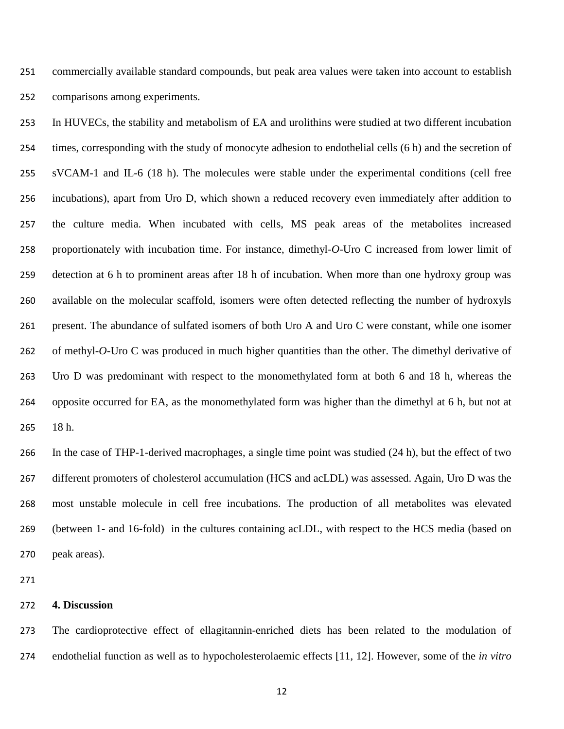commercially available standard compounds, but peak area values were taken into account to establish comparisons among experiments.

In HUVECs, the stability and metabolism of EA and urolithins were studied at two different incubation times, corresponding with the study of monocyte adhesion to endothelial cells (6 h) and the secretion of sVCAM-1 and IL-6 (18 h). The molecules were stable under the experimental conditions (cell free incubations), apart from Uro D, which shown a reduced recovery even immediately after addition to the culture media. When incubated with cells, MS peak areas of the metabolites increased proportionately with incubation time. For instance, dimethyl-*O*-Uro C increased from lower limit of detection at 6 h to prominent areas after 18 h of incubation. When more than one hydroxy group was available on the molecular scaffold, isomers were often detected reflecting the number of hydroxyls present. The abundance of sulfated isomers of both Uro A and Uro C were constant, while one isomer of methyl-*O*-Uro C was produced in much higher quantities than the other. The dimethyl derivative of Uro D was predominant with respect to the monomethylated form at both 6 and 18 h, whereas the opposite occurred for EA, as the monomethylated form was higher than the dimethyl at 6 h, but not at 18 h.

In the case of THP-1-derived macrophages, a single time point was studied (24 h), but the effect of two different promoters of cholesterol accumulation (HCS and acLDL) was assessed. Again, Uro D was the most unstable molecule in cell free incubations. The production of all metabolites was elevated (between 1- and 16-fold) in the cultures containing acLDL, with respect to the HCS media (based on peak areas).

## 4. Discussion

The cardioprotective effect of ellagitannin-enriched diets has been related to the modulation of endothelial function as well as to hypocholesterolaemic effects [11, 12]. However, some of the *in vitro*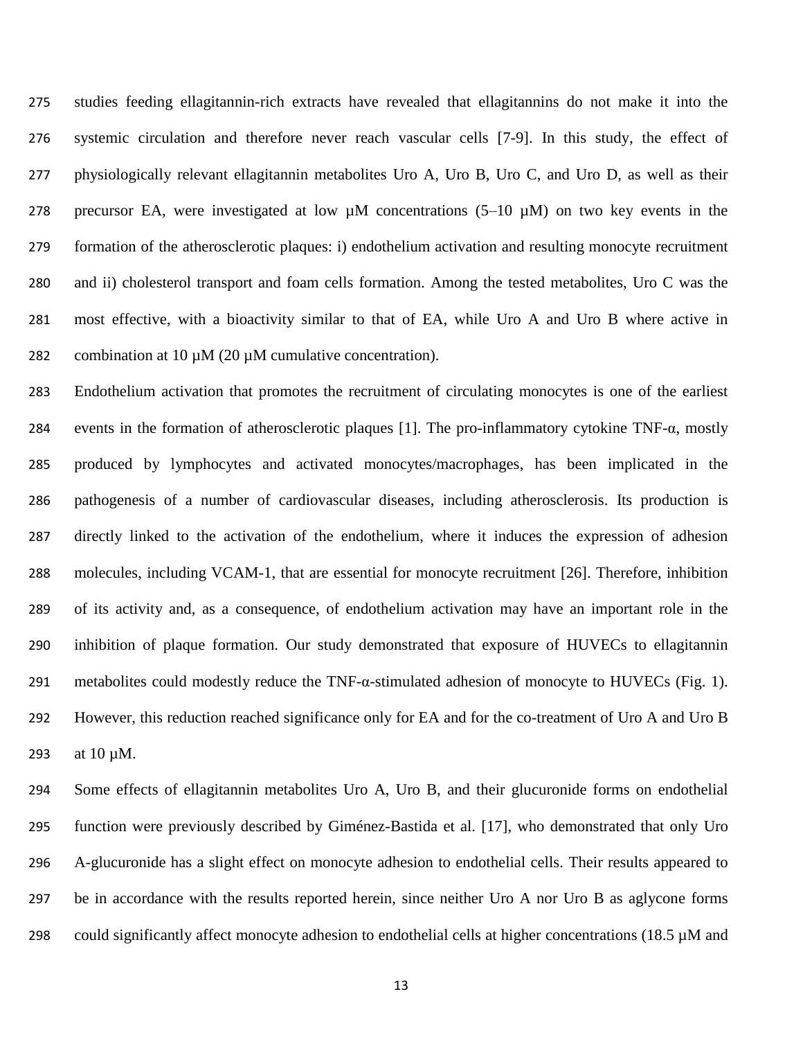studies feeding ellagitannin-rich extracts have revealed that ellagitannins do not make it into the systemic circulation and therefore never reach vascular cells [7-9]. In this study, the effect of physiologically relevant ellagitannin metabolites Uro A, Uro B, Uro C, and Uro D, as well as their precursor EA, were investigated at low µM concentrations (5–10 µM) on two key events in the formation of the atherosclerotic plaques: i) endothelium activation and resulting monocyte recruitment and ii) cholesterol transport and foam cells formation. Among the tested metabolites, Uro C was the most effective, with a bioactivity similar to that of EA, while Uro A and Uro B where active in combination at 10 µM (20 µM cumulative concentration).

Endothelium activation that promotes the recruitment of circulating monocytes is one of the earliest events in the formation of atherosclerotic plaques [1]. The pro-inflammatory cytokine TNF-α, mostly produced by lymphocytes and activated monocytes/macrophages, has been implicated in the pathogenesis of a number of cardiovascular diseases, including atherosclerosis. Its production is directly linked to the activation of the endothelium, where it induces the expression of adhesion molecules, including VCAM-1, that are essential for monocyte recruitment [26]. Therefore, inhibition of its activity and, as a consequence, of endothelium activation may have an important role in the inhibition of plaque formation. Our study demonstrated that exposure of HUVECs to ellagitannin metabolites could modestly reduce the TNF-α-stimulated adhesion of monocyte to HUVECs (Fig. 1). However, this reduction reached significance only for EA and for the co-treatment of Uro A and Uro B at 10 µM.

Some effects of ellagitannin metabolites Uro A, Uro B, and their glucuronide forms on endothelial function were previously described by Giménez-Bastida et al. [17], who demonstrated that only Uro A-glucuronide has a slight effect on monocyte adhesion to endothelial cells. Their results appeared to be in accordance with the results reported herein, since neither Uro A nor Uro B as aglycone forms could significantly affect monocyte adhesion to endothelial cells at higher concentrations (18.5 µM and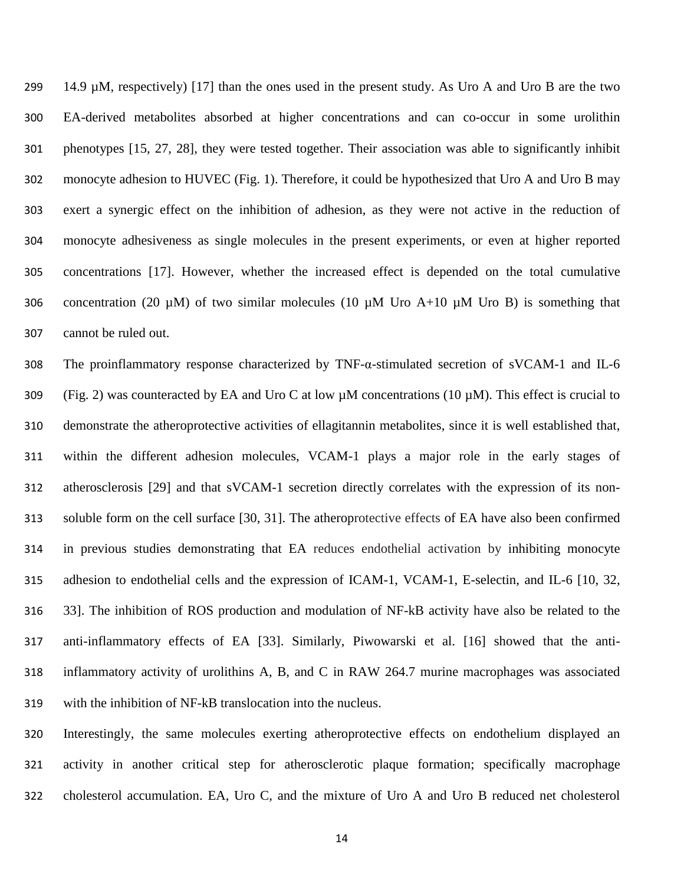14.9 µM, respectively) [17] than the ones used in the present study. As Uro A and Uro B are the two EA-derived metabolites absorbed at higher concentrations and can co-occur in some urolithin phenotypes [15, 27, 28], they were tested together. Their association was able to significantly inhibit monocyte adhesion to HUVEC (Fig. 1). Therefore, it could be hypothesized that Uro A and Uro B may exert a synergic effect on the inhibition of adhesion, as they were not active in the reduction of monocyte adhesiveness as single molecules in the present experiments, or even at higher reported concentrations [17]. However, whether the increased effect is depended on the total cumulative concentration (20 µM) of two similar molecules (10 µM Uro A+10 µM Uro B) is something that cannot be ruled out.

The proinflammatory response characterized by TNF-α-stimulated secretion of sVCAM-1 and IL-6 (Fig. 2) was counteracted by EA and Uro C at low µM concentrations (10 µM). This effect is crucial to demonstrate the atheroprotective activities of ellagitannin metabolites, since it is well established that, within the different adhesion molecules, VCAM-1 plays a major role in the early stages of atherosclerosis [29] and that sVCAM-1 secretion directly correlates with the expression of its non-soluble form on the cell surface [30, 31]. The atheroprotective effects of EA have also been confirmed in previous studies demonstrating that EA reduces endothelial activation by inhibiting monocyte adhesion to endothelial cells and the expression of ICAM-1, VCAM-1, E-selectin, and IL-6 [10, 32, 33]. The inhibition of ROS production and modulation of NF-kB activity have also be related to the anti-inflammatory effects of EA [33]. Similarly, Piwowarski et al. [16] showed that the anti-inflammatory activity of urolithins A, B, and C in RAW 264.7 murine macrophages was associated with the inhibition of NF-kB translocation into the nucleus.

Interestingly, the same molecules exerting atheroprotective effects on endothelium displayed an activity in another critical step for atherosclerotic plaque formation; specifically macrophage cholesterol accumulation. EA, Uro C, and the mixture of Uro A and Uro B reduced net cholesterol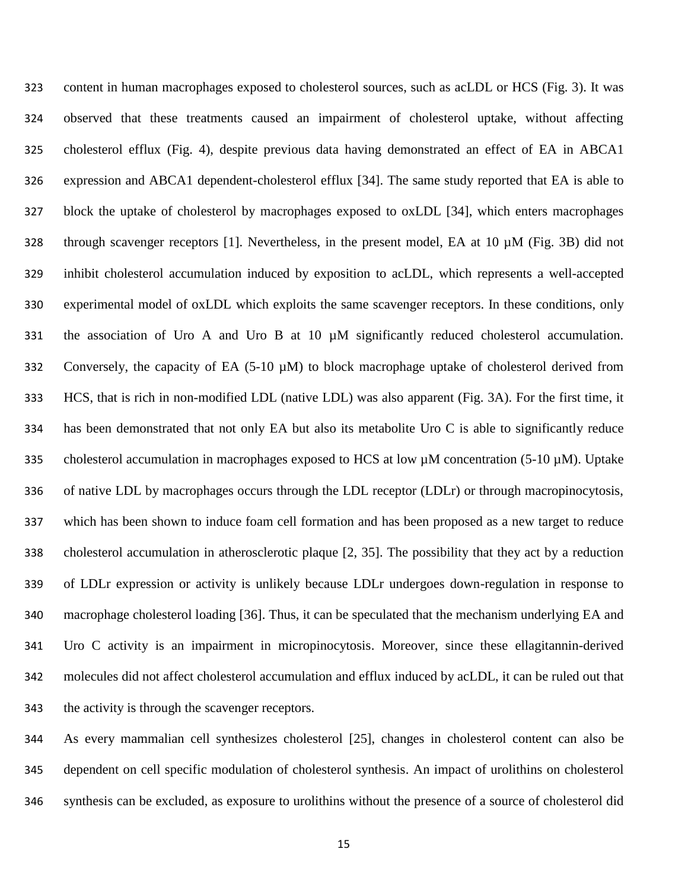content in human macrophages exposed to cholesterol sources, such as acLDL or HCS (Fig. 3). It was observed that these treatments caused an impairment of cholesterol uptake, without affecting cholesterol efflux (Fig. 4), despite previous data having demonstrated an effect of EA in ABCA1 expression and ABCA1 dependent-cholesterol efflux [34]. The same study reported that EA is able to block the uptake of cholesterol by macrophages exposed to oxLDL [34], which enters macrophages through scavenger receptors [1]. Nevertheless, in the present model, EA at 10 µM (Fig. 3B) did not inhibit cholesterol accumulation induced by exposition to acLDL, which represents a well-accepted experimental model of oxLDL which exploits the same scavenger receptors. In these conditions, only the association of Uro A and Uro B at 10 µM significantly reduced cholesterol accumulation. Conversely, the capacity of EA (5-10 µM) to block macrophage uptake of cholesterol derived from HCS, that is rich in non-modified LDL (native LDL) was also apparent (Fig. 3A). For the first time, it has been demonstrated that not only EA but also its metabolite Uro C is able to significantly reduce cholesterol accumulation in macrophages exposed to HCS at low µM concentration (5-10 µM). Uptake of native LDL by macrophages occurs through the LDL receptor (LDLr) or through macropinocytosis, which has been shown to induce foam cell formation and has been proposed as a new target to reduce cholesterol accumulation in atherosclerotic plaque [2, 35]. The possibility that they act by a reduction of LDLr expression or activity is unlikely because LDLr undergoes down-regulation in response to macrophage cholesterol loading [36]. Thus, it can be speculated that the mechanism underlying EA and Uro C activity is an impairment in micropinocytosis. Moreover, since these ellagitannin-derived molecules did not affect cholesterol accumulation and efflux induced by acLDL, it can be ruled out that the activity is through the scavenger receptors.

As every mammalian cell synthesizes cholesterol [25], changes in cholesterol content can also be dependent on cell specific modulation of cholesterol synthesis. An impact of urolithins on cholesterol synthesis can be excluded, as exposure to urolithins without the presence of a source of cholesterol did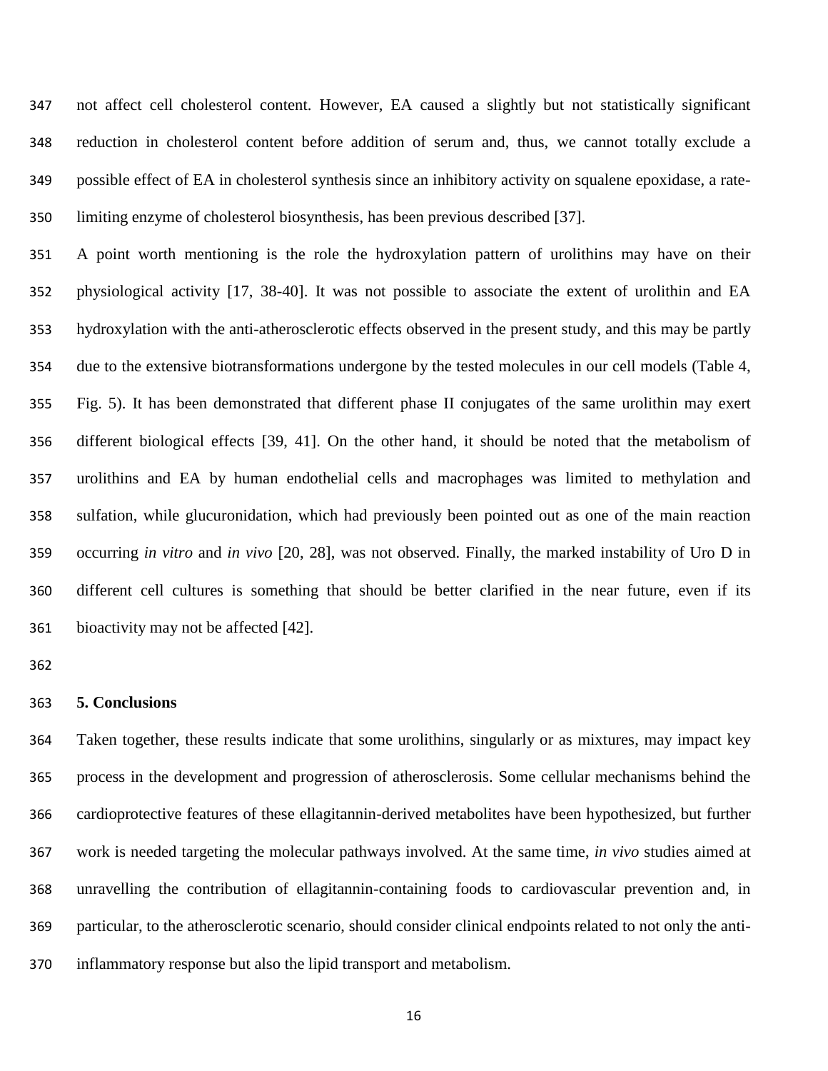not affect cell cholesterol content. However, EA caused a slightly but not statistically significant reduction in cholesterol content before addition of serum and, thus, we cannot totally exclude a possible effect of EA in cholesterol synthesis since an inhibitory activity on squalene epoxidase, a rate-limiting enzyme of cholesterol biosynthesis, has been previous described [37].

A point worth mentioning is the role the hydroxylation pattern of urolithins may have on their physiological activity [17, 38-40]. It was not possible to associate the extent of urolithin and EA hydroxylation with the anti-atherosclerotic effects observed in the present study, and this may be partly due to the extensive biotransformations undergone by the tested molecules in our cell models (Table 4, Fig. 5). It has been demonstrated that different phase II conjugates of the same urolithin may exert different biological effects [39, 41]. On the other hand, it should be noted that the metabolism of urolithins and EA by human endothelial cells and macrophages was limited to methylation and sulfation, while glucuronidation, which had previously been pointed out as one of the main reaction occurring *in vitro* and *in vivo* [20, 28], was not observed. Finally, the marked instability of Uro D in different cell cultures is something that should be better clarified in the near future, even if its bioactivity may not be affected [42].

## 5. Conclusions

Taken together, these results indicate that some urolithins, singularly or as mixtures, may impact key process in the development and progression of atherosclerosis. Some cellular mechanisms behind the cardioprotective features of these ellagitannin-derived metabolites have been hypothesized, but further work is needed targeting the molecular pathways involved. At the same time, *in vivo* studies aimed at unravelling the contribution of ellagitannin-containing foods to cardiovascular prevention and, in particular, to the atherosclerotic scenario, should consider clinical endpoints related to not only the anti-inflammatory response but also the lipid transport and metabolism.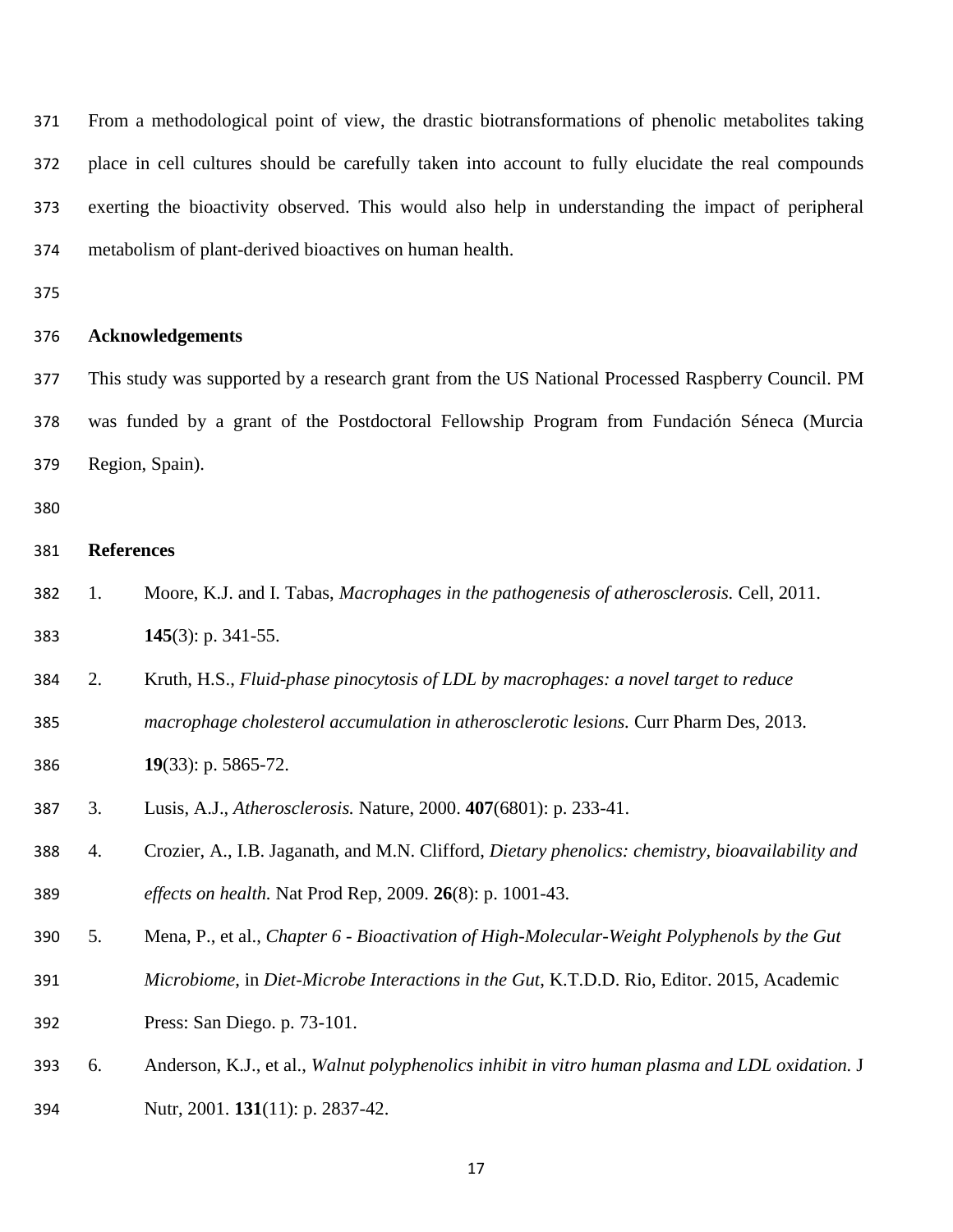From a methodological point of view, the drastic biotransformations of phenolic metabolites taking place in cell cultures should be carefully taken into account to fully elucidate the real compounds exerting the bioactivity observed. This would also help in understanding the impact of peripheral metabolism of plant-derived bioactives on human health.

## Acknowledgements

This study was supported by a research grant from the US National Processed Raspberry Council. PM was funded by a grant of the Postdoctoral Fellowship Program from Fundación Séneca (Murcia Region, Spain).

## References

1. Moore, K.J. and I. Tabas, *Macrophages in the pathogenesis of atherosclerosis.* Cell, 2011. **145**(3): p. 341-55.
2. Kruth, H.S., *Fluid-phase pinocytosis of LDL by macrophages: a novel target to reduce macrophage cholesterol accumulation in atherosclerotic lesions.* Curr Pharm Des, 2013. **19**(33): p. 5865-72.
3. Lusis, A.J., *Atherosclerosis.* Nature, 2000. **407**(6801): p. 233-41.
4. Crozier, A., I.B. Jaganath, and M.N. Clifford, *Dietary phenolics: chemistry, bioavailability and effects on health.* Nat Prod Rep, 2009. **26**(8): p. 1001-43.
5. Mena, P., et al., *Chapter 6 - Bioactivation of High-Molecular-Weight Polyphenols by the Gut Microbiome*, in *Diet-Microbe Interactions in the Gut*, K.T.D.D. Rio, Editor. 2015, Academic Press: San Diego. p. 73-101.
6. Anderson, K.J., et al., *Walnut polyphenolics inhibit in vitro human plasma and LDL oxidation.* J Nutr, 2001. **131**(11): p. 2837-42.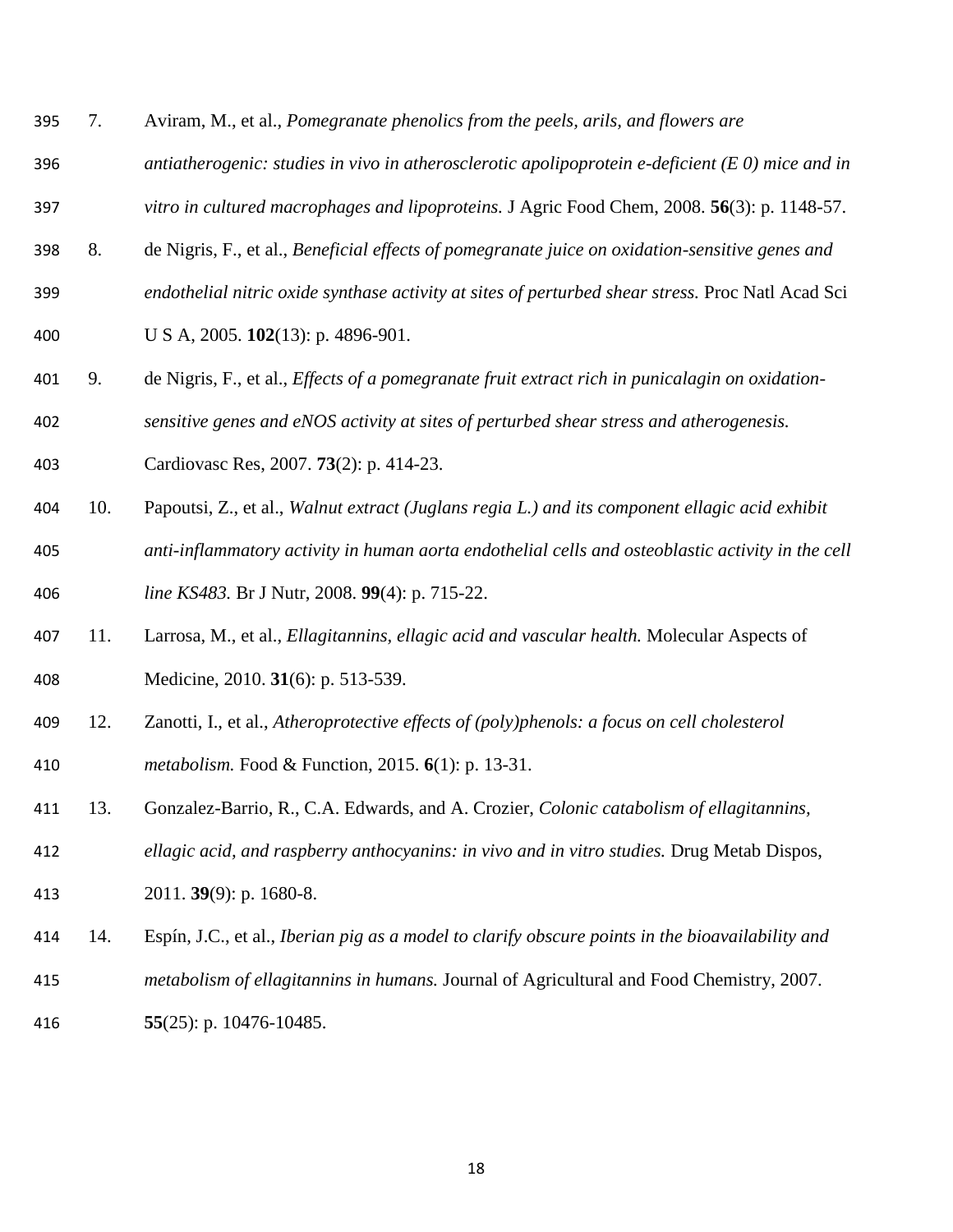7. Aviram, M., et al., *Pomegranate phenolics from the peels, arils, and flowers are antiatherogenic: studies in vivo in atherosclerotic apolipoprotein e-deficient (E 0) mice and in vitro in cultured macrophages and lipoproteins.* J Agric Food Chem, 2008. **56**(3): p. 1148-57.
8. de Nigris, F., et al., *Beneficial effects of pomegranate juice on oxidation-sensitive genes and endothelial nitric oxide synthase activity at sites of perturbed shear stress.* Proc Natl Acad Sci U S A, 2005. **102**(13): p. 4896-901.
9. de Nigris, F., et al., *Effects of a pomegranate fruit extract rich in punicalagin on oxidation-sensitive genes and eNOS activity at sites of perturbed shear stress and atherogenesis.* Cardiovasc Res, 2007. **73**(2): p. 414-23.
10. Papoutsi, Z., et al., *Walnut extract (Juglans regia L.) and its component ellagic acid exhibit anti-inflammatory activity in human aorta endothelial cells and osteoblastic activity in the cell line KS483.* Br J Nutr, 2008. **99**(4): p. 715-22.
11. Larrosa, M., et al., *Ellagitannins, ellagic acid and vascular health.* Molecular Aspects of Medicine, 2010. **31**(6): p. 513-539.
12. Zanotti, I., et al., *Atheroprotective effects of (poly)phenols: a focus on cell cholesterol metabolism.* Food & Function, 2015. **6**(1): p. 13-31.
13. Gonzalez-Barrio, R., C.A. Edwards, and A. Crozier, *Colonic catabolism of ellagitannins, ellagic acid, and raspberry anthocyanins: in vivo and in vitro studies.* Drug Metab Dispos, 2011. **39**(9): p. 1680-8.
14. Espín, J.C., et al., *Iberian pig as a model to clarify obscure points in the bioavailability and metabolism of ellagitannins in humans.* Journal of Agricultural and Food Chemistry, 2007. **55**(25): p. 10476-10485.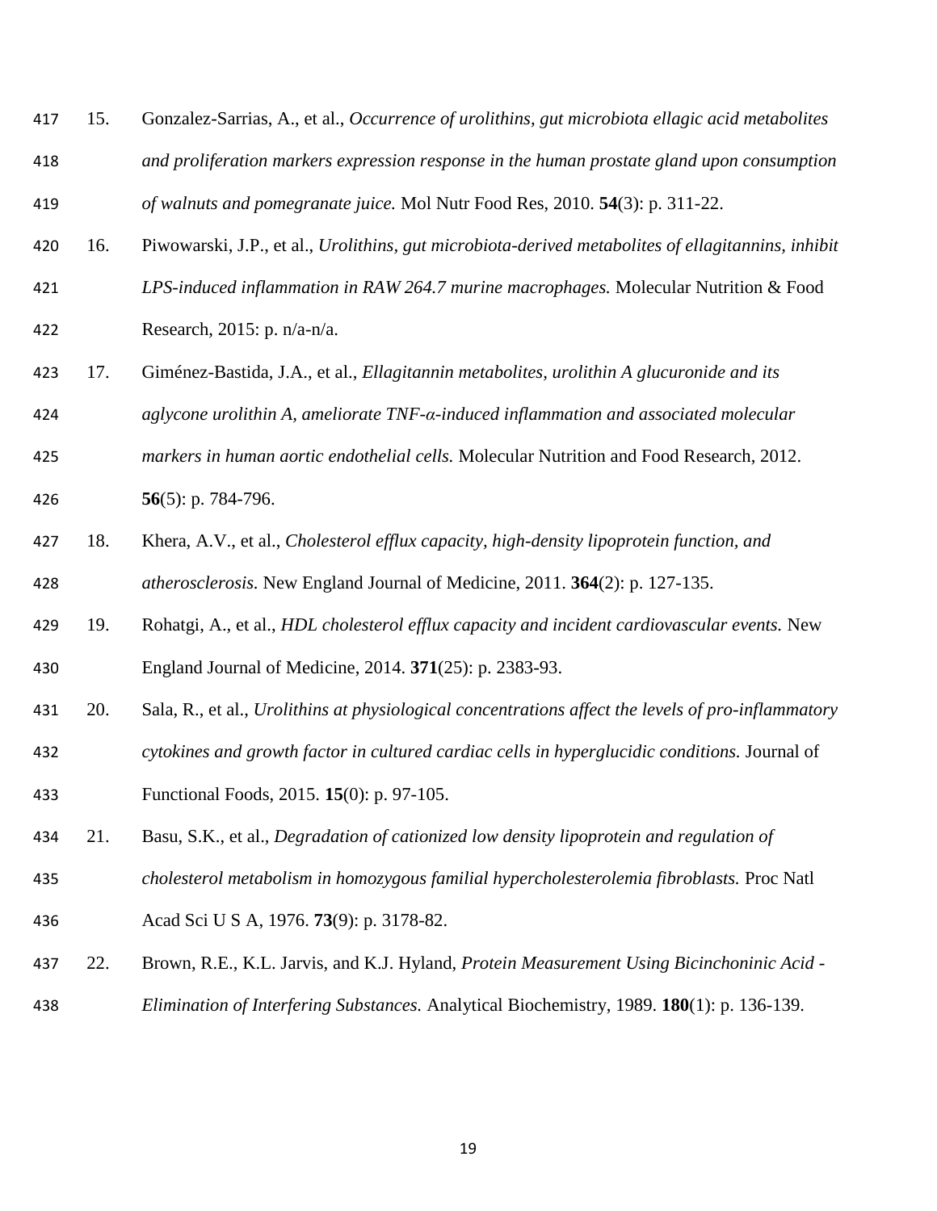15. Gonzalez-Sarrias, A., et al., *Occurrence of urolithins, gut microbiota ellagic acid metabolites and proliferation markers expression response in the human prostate gland upon consumption of walnuts and pomegranate juice.* Mol Nutr Food Res, 2010. **54**(3): p. 311-22.
16. Piwowarski, J.P., et al., *Urolithins, gut microbiota-derived metabolites of ellagitannins, inhibit LPS-induced inflammation in RAW 264.7 murine macrophages.* Molecular Nutrition & Food Research, 2015: p. n/a-n/a.
17. Giménez-Bastida, J.A., et al., *Ellagitannin metabolites, urolithin A glucuronide and its aglycone urolithin A, ameliorate TNF-α-induced inflammation and associated molecular markers in human aortic endothelial cells.* Molecular Nutrition and Food Research, 2012. **56**(5): p. 784-796.
18. Khera, A.V., et al., *Cholesterol efflux capacity, high-density lipoprotein function, and atherosclerosis.* New England Journal of Medicine, 2011. **364**(2): p. 127-135.
19. Rohatgi, A., et al., *HDL cholesterol efflux capacity and incident cardiovascular events.* New England Journal of Medicine, 2014. **371**(25): p. 2383-93.
20. Sala, R., et al., *Urolithins at physiological concentrations affect the levels of pro-inflammatory cytokines and growth factor in cultured cardiac cells in hyperglucidic conditions.* Journal of Functional Foods, 2015. **15**(0): p. 97-105.
21. Basu, S.K., et al., *Degradation of cationized low density lipoprotein and regulation of cholesterol metabolism in homozygous familial hypercholesterolemia fibroblasts.* Proc Natl Acad Sci U S A, 1976. **73**(9): p. 3178-82.
22. Brown, R.E., K.L. Jarvis, and K.J. Hyland, *Protein Measurement Using Bicinchoninic Acid - Elimination of Interfering Substances.* Analytical Biochemistry, 1989. **180**(1): p. 136-139.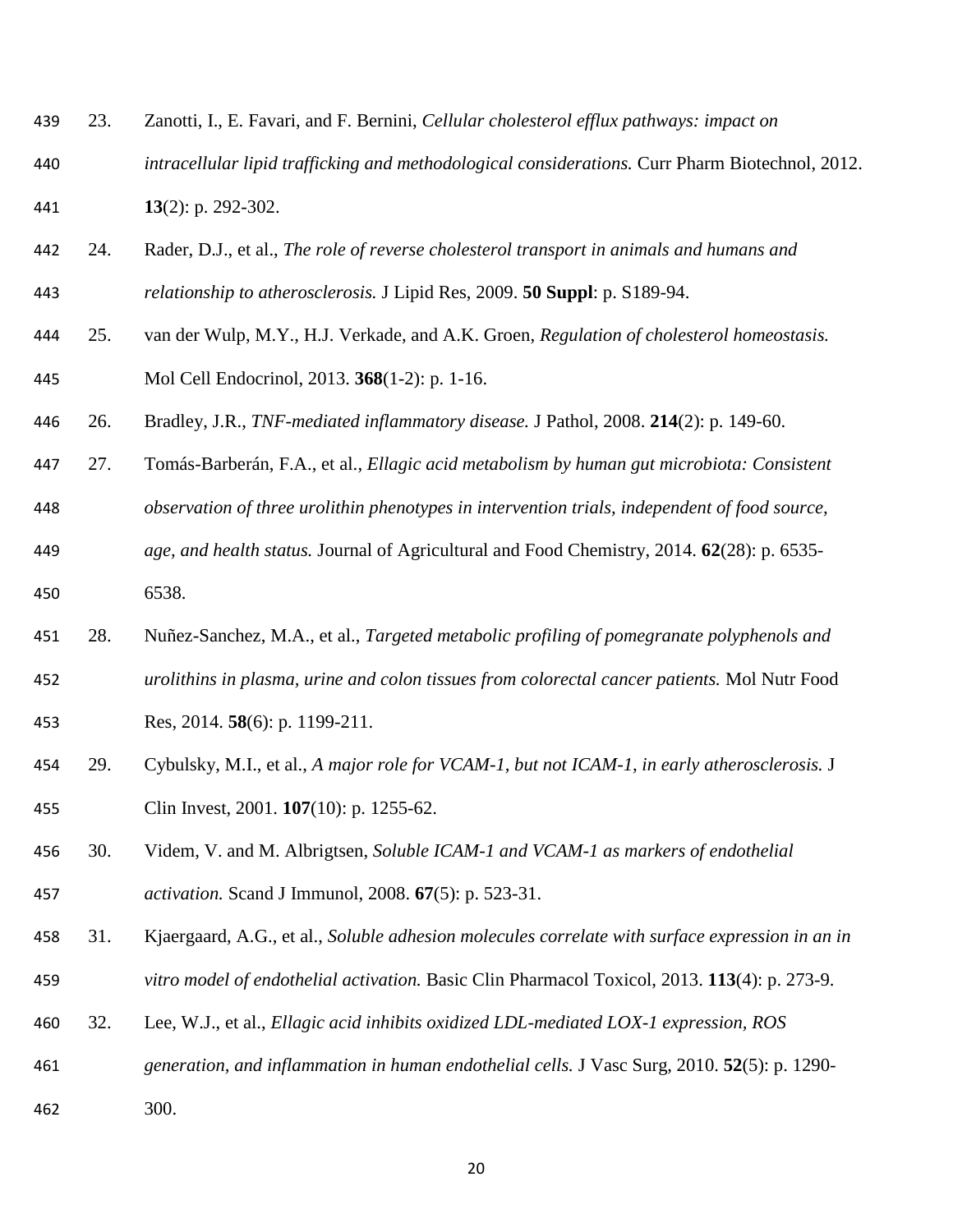23. Zanotti, I., E. Favari, and F. Bernini, *Cellular cholesterol efflux pathways: impact on intracellular lipid trafficking and methodological considerations.* Curr Pharm Biotechnol, 2012. **13**(2): p. 292-302.
24. Rader, D.J., et al., *The role of reverse cholesterol transport in animals and humans and relationship to atherosclerosis.* J Lipid Res, 2009. **50 Suppl**: p. S189-94.
25. van der Wulp, M.Y., H.J. Verkade, and A.K. Groen, *Regulation of cholesterol homeostasis.* Mol Cell Endocrinol, 2013. **368**(1-2): p. 1-16.
26. Bradley, J.R., *TNF-mediated inflammatory disease.* J Pathol, 2008. **214**(2): p. 149-60.
27. Tomás-Barberán, F.A., et al., *Ellagic acid metabolism by human gut microbiota: Consistent observation of three urolithin phenotypes in intervention trials, independent of food source, age, and health status.* Journal of Agricultural and Food Chemistry, 2014. **62**(28): p. 6535-6538.
28. Nuñez-Sanchez, M.A., et al., *Targeted metabolic profiling of pomegranate polyphenols and urolithins in plasma, urine and colon tissues from colorectal cancer patients.* Mol Nutr Food Res, 2014. **58**(6): p. 1199-211.
29. Cybulsky, M.I., et al., *A major role for VCAM-1, but not ICAM-1, in early atherosclerosis.* J Clin Invest, 2001. **107**(10): p. 1255-62.
30. Videm, V. and M. Albrigtsen, *Soluble ICAM-1 and VCAM-1 as markers of endothelial activation.* Scand J Immunol, 2008. **67**(5): p. 523-31.
31. Kjaergaard, A.G., et al., *Soluble adhesion molecules correlate with surface expression in an in vitro model of endothelial activation.* Basic Clin Pharmacol Toxicol, 2013. **113**(4): p. 273-9.
32. Lee, W.J., et al., *Ellagic acid inhibits oxidized LDL-mediated LOX-1 expression, ROS generation, and inflammation in human endothelial cells.* J Vasc Surg, 2010. **52**(5): p. 1290-300.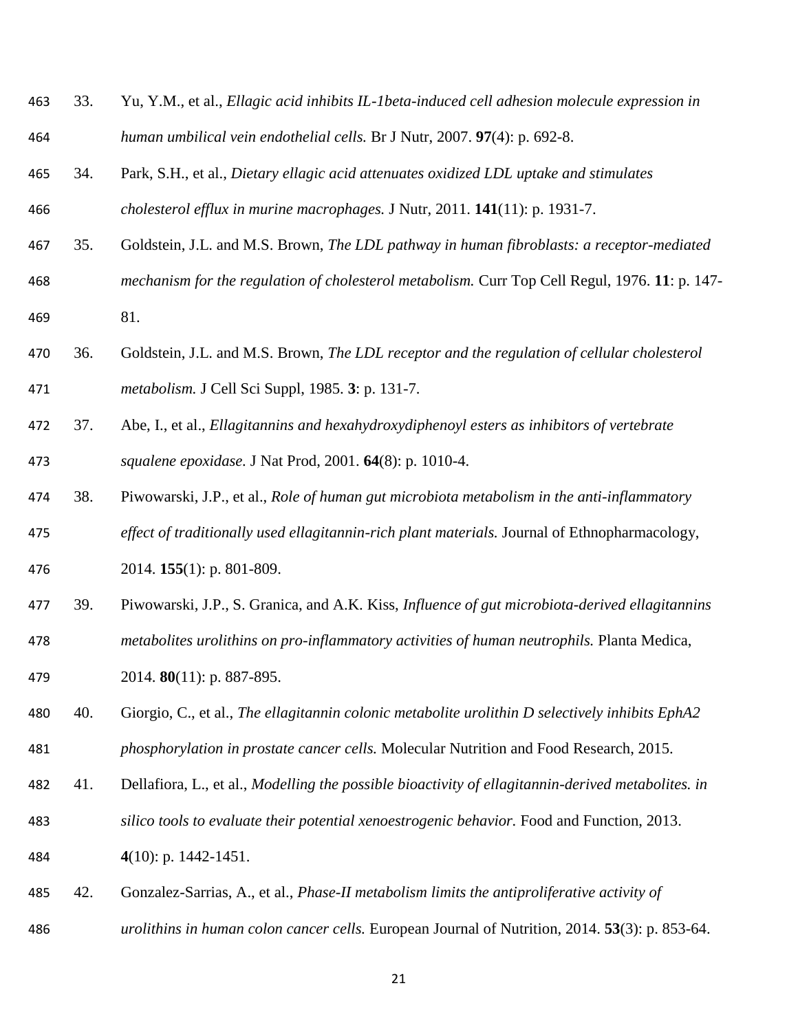33. Yu, Y.M., et al., *Ellagic acid inhibits IL-1beta-induced cell adhesion molecule expression in human umbilical vein endothelial cells.* Br J Nutr, 2007. **97**(4): p. 692-8.
34. Park, S.H., et al., *Dietary ellagic acid attenuates oxidized LDL uptake and stimulates cholesterol efflux in murine macrophages.* J Nutr, 2011. **141**(11): p. 1931-7.
35. Goldstein, J.L. and M.S. Brown, *The LDL pathway in human fibroblasts: a receptor-mediated mechanism for the regulation of cholesterol metabolism.* Curr Top Cell Regul, 1976. **11**: p. 147-81.
36. Goldstein, J.L. and M.S. Brown, *The LDL receptor and the regulation of cellular cholesterol metabolism.* J Cell Sci Suppl, 1985. **3**: p. 131-7.
37. Abe, I., et al., *Ellagitannins and hexahydroxydiphenoyl esters as inhibitors of vertebrate squalene epoxidase.* J Nat Prod, 2001. **64**(8): p. 1010-4.
38. Piwowarski, J.P., et al., *Role of human gut microbiota metabolism in the anti-inflammatory effect of traditionally used ellagitannin-rich plant materials.* Journal of Ethnopharmacology, 2014. **155**(1): p. 801-809.
39. Piwowarski, J.P., S. Granica, and A.K. Kiss, *Influence of gut microbiota-derived ellagitannins metabolites urolithins on pro-inflammatory activities of human neutrophils.* Planta Medica, 2014. **80**(11): p. 887-895.
40. Giorgio, C., et al., *The ellagitannin colonic metabolite urolithin D selectively inhibits EphA2 phosphorylation in prostate cancer cells.* Molecular Nutrition and Food Research, 2015.
41. Dellafiora, L., et al., *Modelling the possible bioactivity of ellagitannin-derived metabolites. in silico tools to evaluate their potential xenoestrogenic behavior.* Food and Function, 2013. **4**(10): p. 1442-1451.
42. Gonzalez-Sarrias, A., et al., *Phase-II metabolism limits the antiproliferative activity of urolithins in human colon cancer cells.* European Journal of Nutrition, 2014. **53**(3): p. 853-64.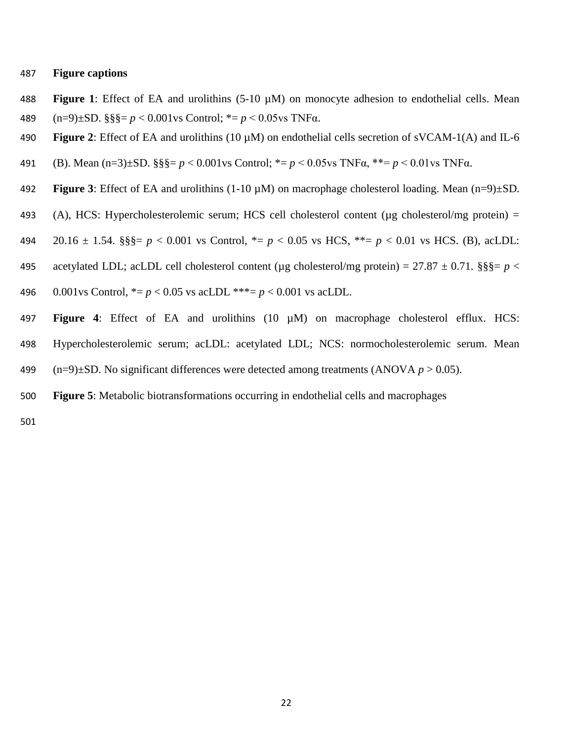**Figure captions**

**Figure 1**: Effect of EA and urolithins (5-10 µM) on monocyte adhesion to endothelial cells. Mean (n=9)±SD. §§§= $p < 0.001$vs Control; *= $p < 0.05$vs TNFα.

**Figure 2**: Effect of EA and urolithins (10 µM) on endothelial cells secretion of sVCAM-1(A) and IL-6 (B). Mean (n=3)±SD. §§§= $p < 0.001$vs Control; *= $p < 0.05$vs TNFα, **= $p < 0.01$vs TNFα.

**Figure 3**: Effect of EA and urolithins (1-10 µM) on macrophage cholesterol loading. Mean (n=9)±SD. (A), HCS: Hypercholesterolemic serum; HCS cell cholesterol content (µg cholesterol/mg protein) = 20.16 ± 1.54. §§§= $p < 0.001$ vs Control, *= $p < 0.05$ vs HCS, **= $p < 0.01$ vs HCS. (B), acLDL: acetylated LDL; acLDL cell cholesterol content (µg cholesterol/mg protein) = 27.87 ± 0.71. §§§= $p < 0.001$vs Control, *= $p < 0.05$ vs acLDL ***= $p < 0.001$ vs acLDL.

**Figure 4**: Effect of EA and urolithins (10 µM) on macrophage cholesterol efflux. HCS: Hypercholesterolemic serum; acLDL: acetylated LDL; NCS: normocholesterolemic serum. Mean (n=9)±SD. No significant differences were detected among treatments (ANOVA $p > 0.05$).

**Figure 5**: Metabolic biotransformations occurring in endothelial cells and macrophages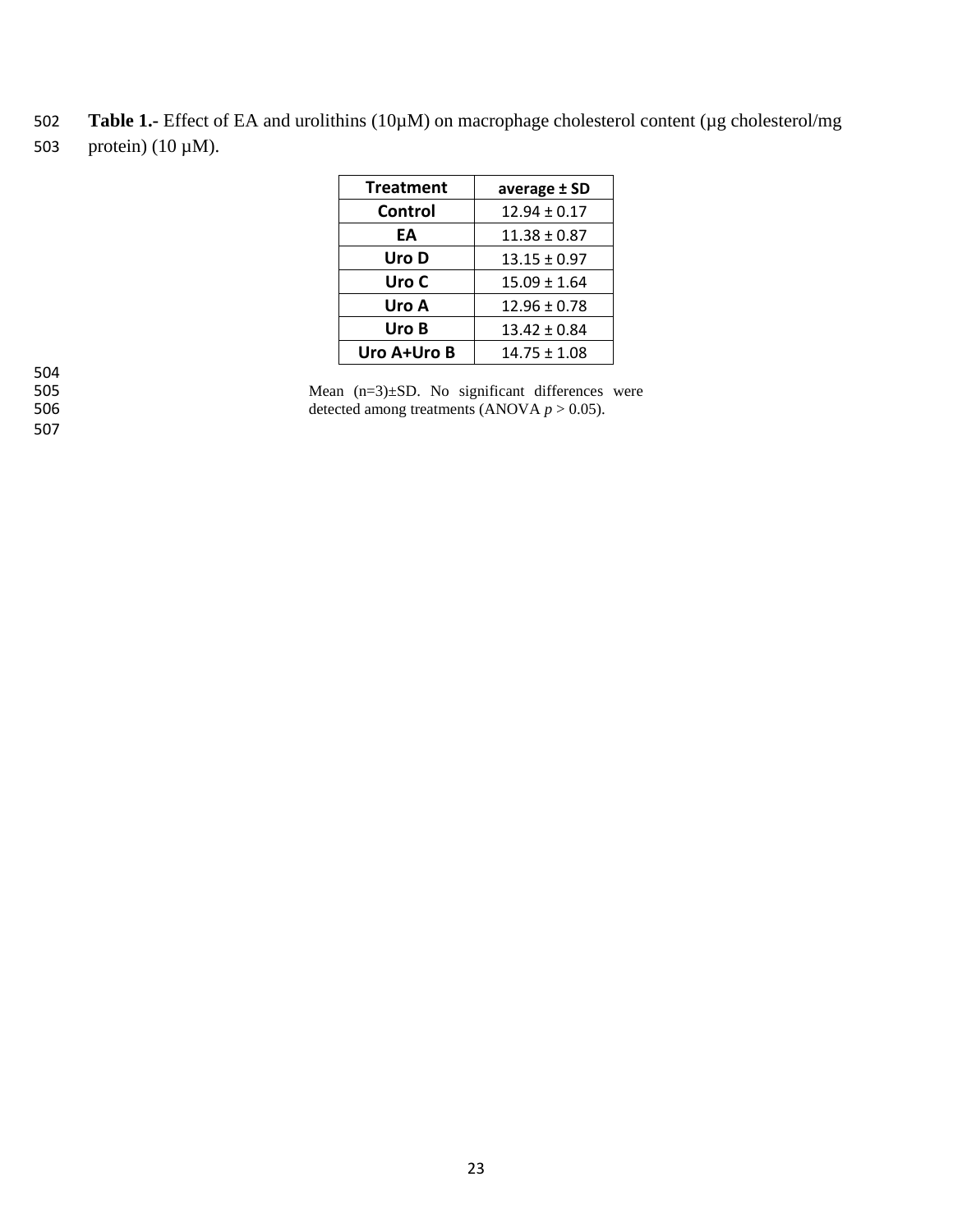**Table 1.-** Effect of EA and urolithins (10µM) on macrophage cholesterol content (µg cholesterol/mg protein) (10 µM).

| Treatment | average ± SD |
|---|---|
| Control | 12.94 ± 0.17 |
| EA | 11.38 ± 0.87 |
| Uro D | 13.15 ± 0.97 |
| Uro C | 15.09 ± 1.64 |
| Uro A | 12.96 ± 0.78 |
| Uro B | 13.42 ± 0.84 |
| Uro A+Uro B | 14.75 ± 1.08 |

Mean (n=3)±SD. No significant differences were detected among treatments (ANOVA $p > 0.05$).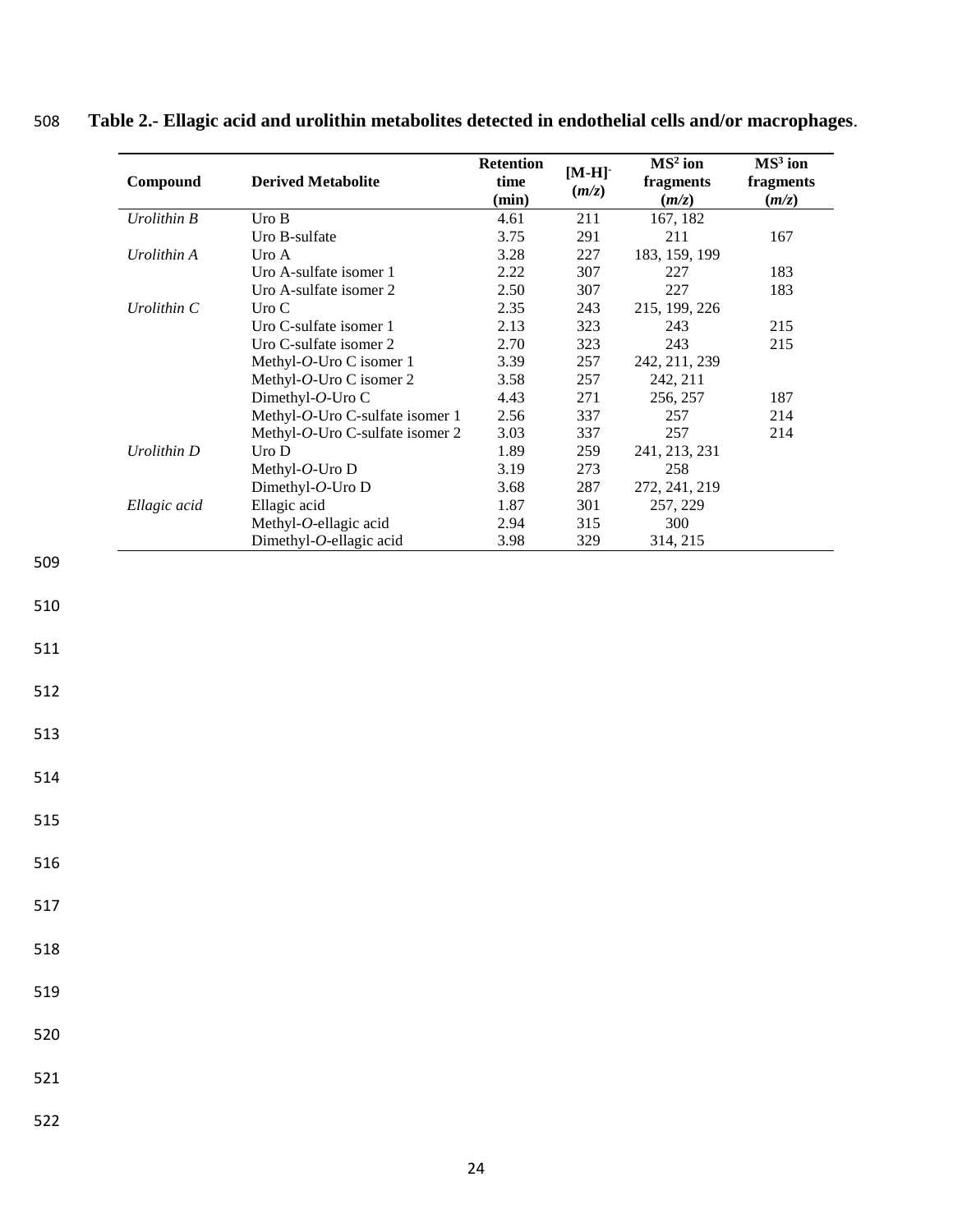**Table 2.- Ellagic acid and urolithin metabolites detected in endothelial cells and/or macrophages**.

| Compound | Derived Metabolite | Retention time (min) | $[M-H]^-$ (*m/z*) | $MS^2$ ion fragments (*m/z*) | $MS^3$ ion fragments (*m/z*) |
|---|---|---|---|---|---|
| *Urolithin B* | Uro B | 4.61 | 211 | 167, 182 | |
| | Uro B-sulfate | 3.75 | 291 | 211 | 167 |
| *Urolithin A* | Uro A | 3.28 | 227 | 183, 159, 199 | |
| | Uro A-sulfate isomer 1 | 2.22 | 307 | 227 | 183 |
| | Uro A-sulfate isomer 2 | 2.50 | 307 | 227 | 183 |
| *Urolithin C* | Uro C | 2.35 | 243 | 215, 199, 226 | |
| | Uro C-sulfate isomer 1 | 2.13 | 323 | 243 | 215 |
| | Uro C-sulfate isomer 2 | 2.70 | 323 | 243 | 215 |
| | Methyl-*O*-Uro C isomer 1 | 3.39 | 257 | 242, 211, 239 | |
| | Methyl-*O*-Uro C isomer 2 | 3.58 | 257 | 242, 211 | |
| | Dimethyl-*O*-Uro C | 4.43 | 271 | 256, 257 | 187 |
| | Methyl-*O*-Uro C-sulfate isomer 1 | 2.56 | 337 | 257 | 214 |
| | Methyl-*O*-Uro C-sulfate isomer 2 | 3.03 | 337 | 257 | 214 |
| *Urolithin D* | Uro D | 1.89 | 259 | 241, 213, 231 | |
| | Methyl-*O*-Uro D | 3.19 | 273 | 258 | |
| | Dimethyl-*O*-Uro D | 3.68 | 287 | 272, 241, 219 | |
| *Ellagic acid* | Ellagic acid | 1.87 | 301 | 257, 229 | |
| | Methyl-*O*-ellagic acid | 2.94 | 315 | 300 | |
| | Dimethyl-*O*-ellagic acid | 3.98 | 329 | 314, 215 | |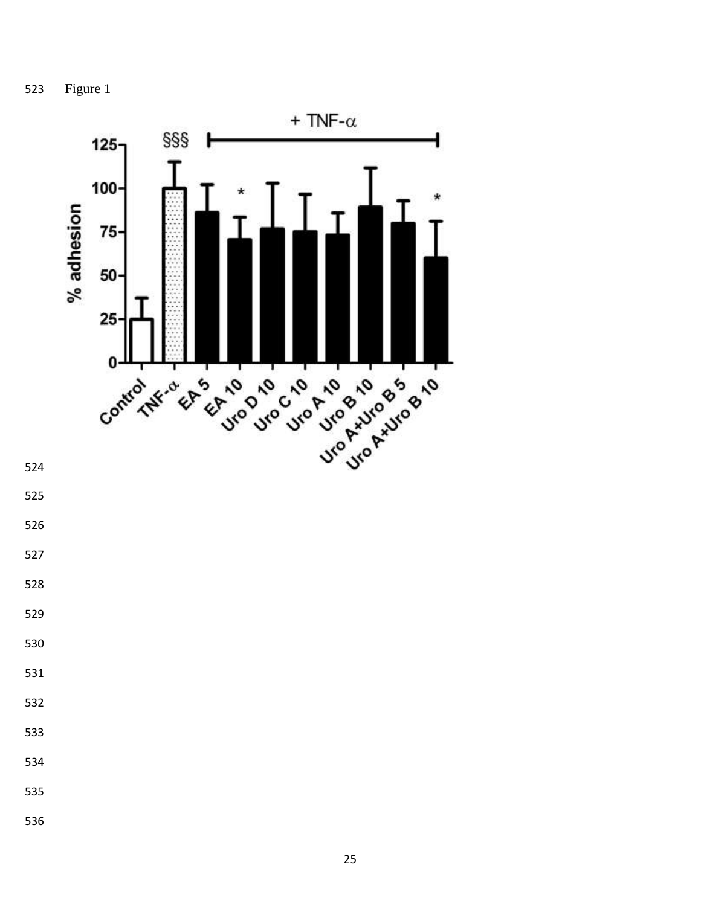Figure 1

+ TNF-α

§§§

% adhesion

125

100

75

50

25

0

*

*

Control

TNF-α

EA 5

EA 10

Uro D 10

Uro C 10

Uro A 10

Uro B 10

Uro A+Uro B 5

Uro A+Uro B 10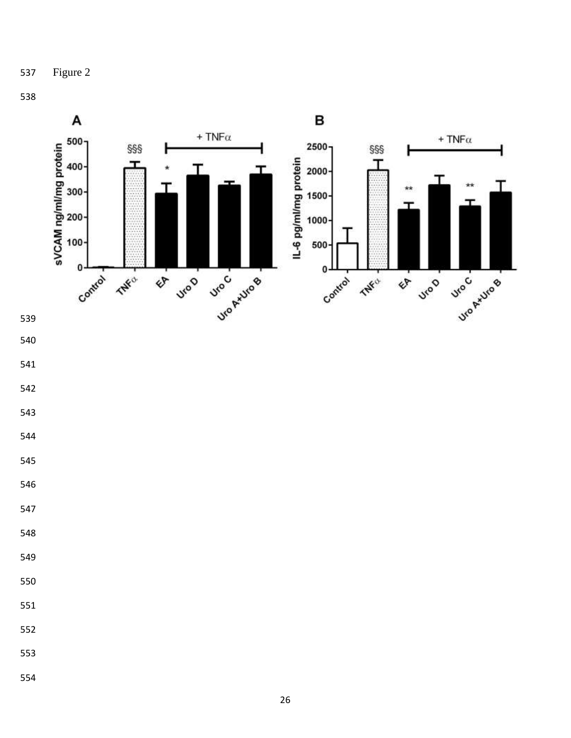Figure 2

A

+ TNFα

sVCAM ng/ml/mg protein

500
400
300
200
100
0

§§§

*

Control
TNFα
EA
Uro D
Uro C
Uro A+Uro B

B

+ TNFα

IL-6 pg/ml/mg protein

2500
2000
1500
1000
500
0

§§§

**

**

Control
TNFα
EA
Uro D
Uro C
Uro A+Uro B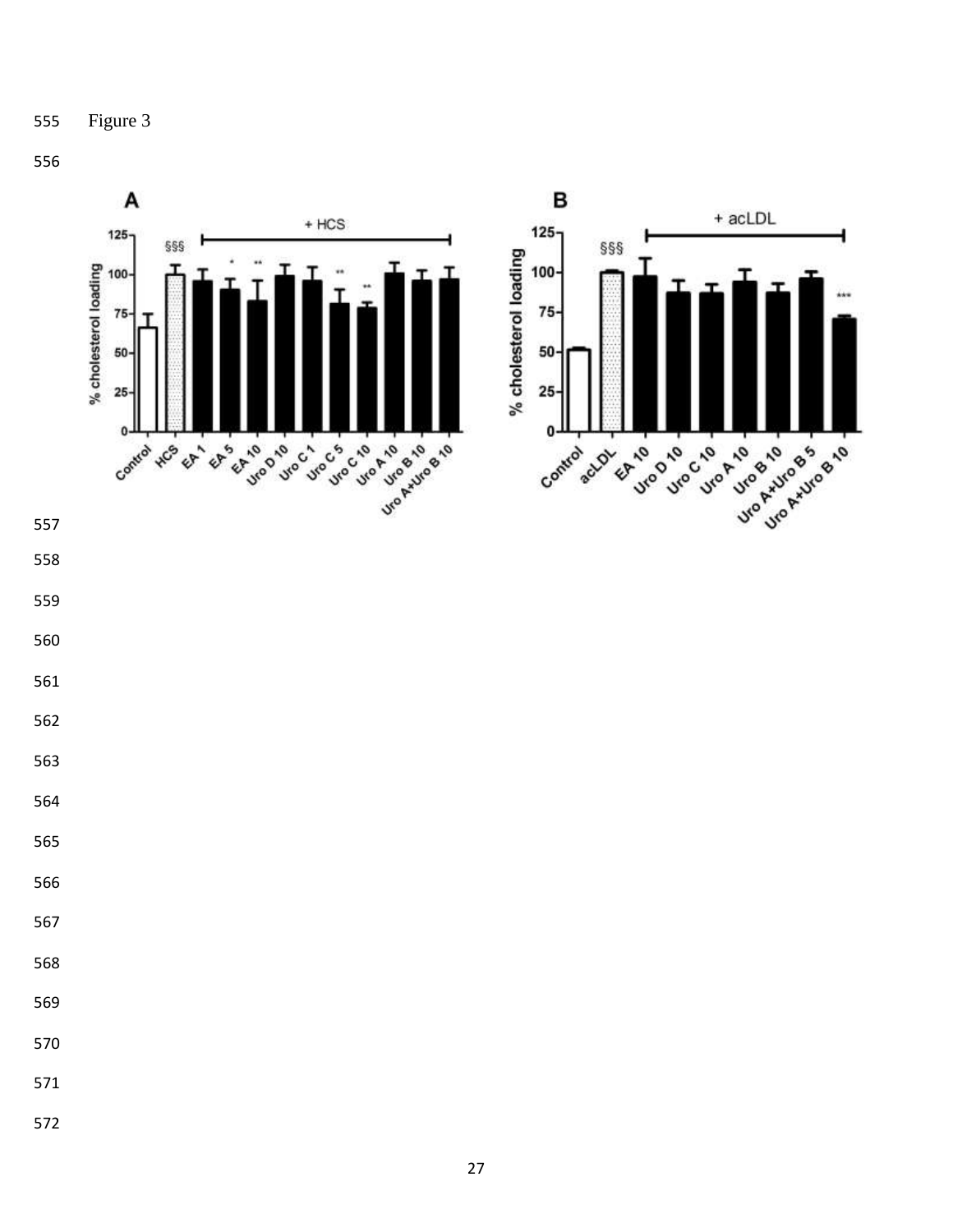Figure 3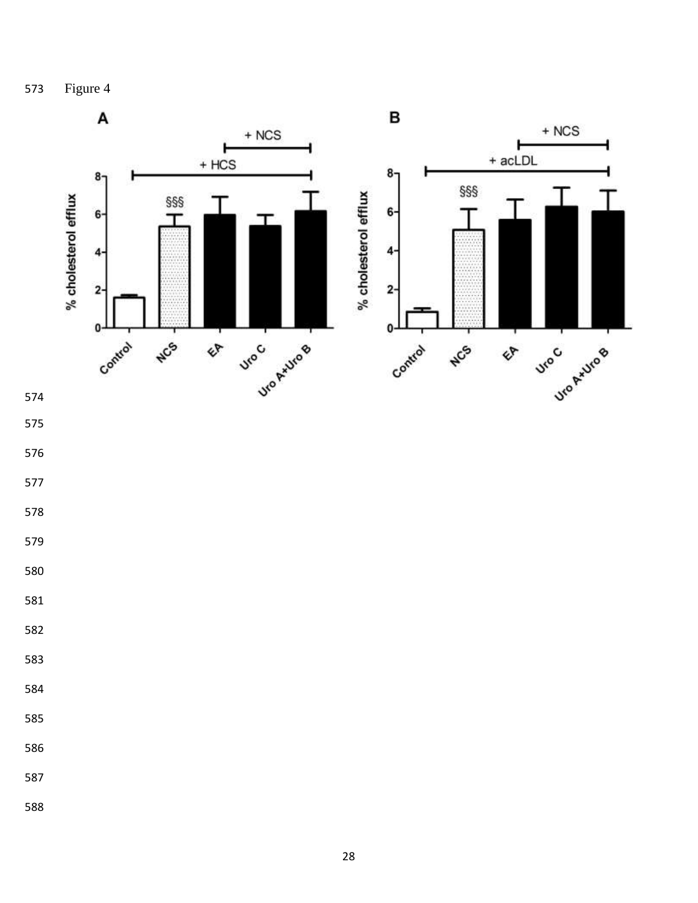Figure 4

A

+ NCS

+ HCS

8

6

4

2

0

% cholesterol efflux

§§§

Control

NCS

EA

Uro C

Uro A+Uro B

B

+ NCS

+ acLDL

8

6

4

2

0

% cholesterol efflux

§§§

Control

NCS

EA

Uro C

Uro A+Uro B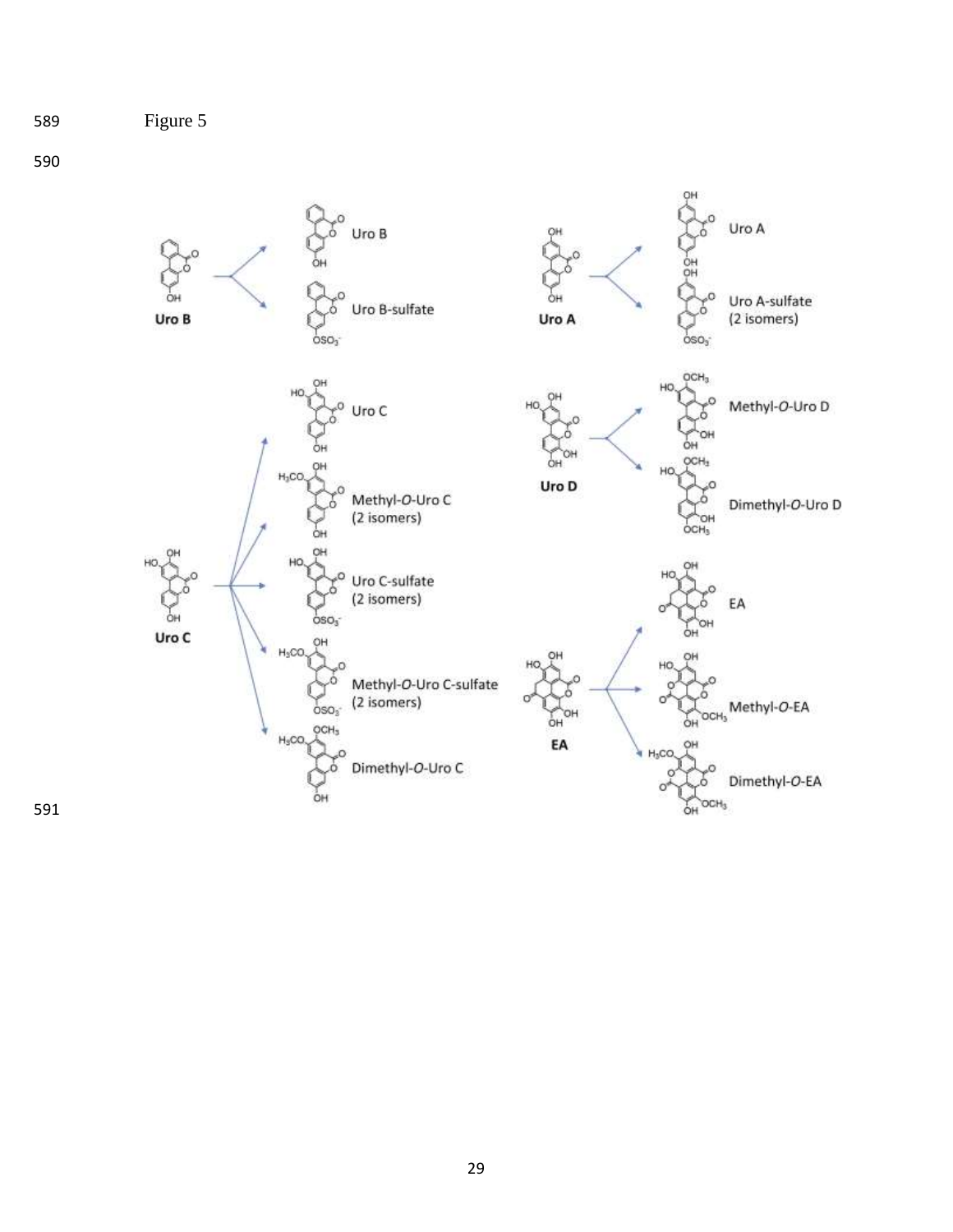Figure 5

Uro B

Uro B

Uro B-sulfate

Uro A

Uro A

Uro A-sulfate (2 isomers)

Uro C

Uro C

Methyl-*O*-Uro C (2 isomers)

Uro C-sulfate (2 isomers)

Methyl-*O*-Uro C-sulfate (2 isomers)

Dimethyl-*O*-Uro C

Uro D

Methyl-*O*-Uro D

Dimethyl-*O*-Uro D

EA

EA

Methyl-*O*-EA

Dimethyl-*O*-EA